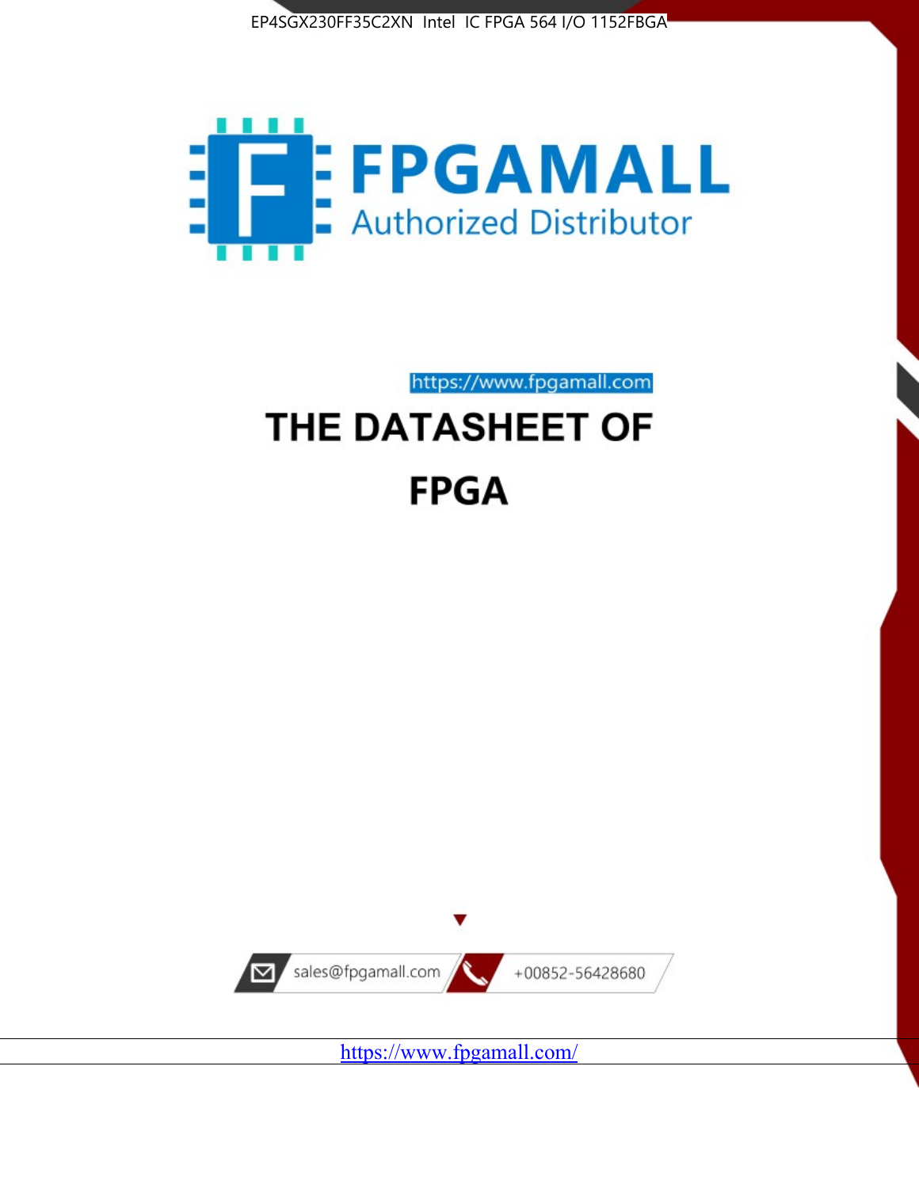EP4SGX230FF35C2XN Intel IC FPGA 564 I/O 1152FBGA

FPGAMALL

Authorized Distributor

https://www.fpgamall.com

# THE DATASHEET OF

# FPGA

sales@fpgamall.com

+00852-56428680

https://www.fpgamall.com/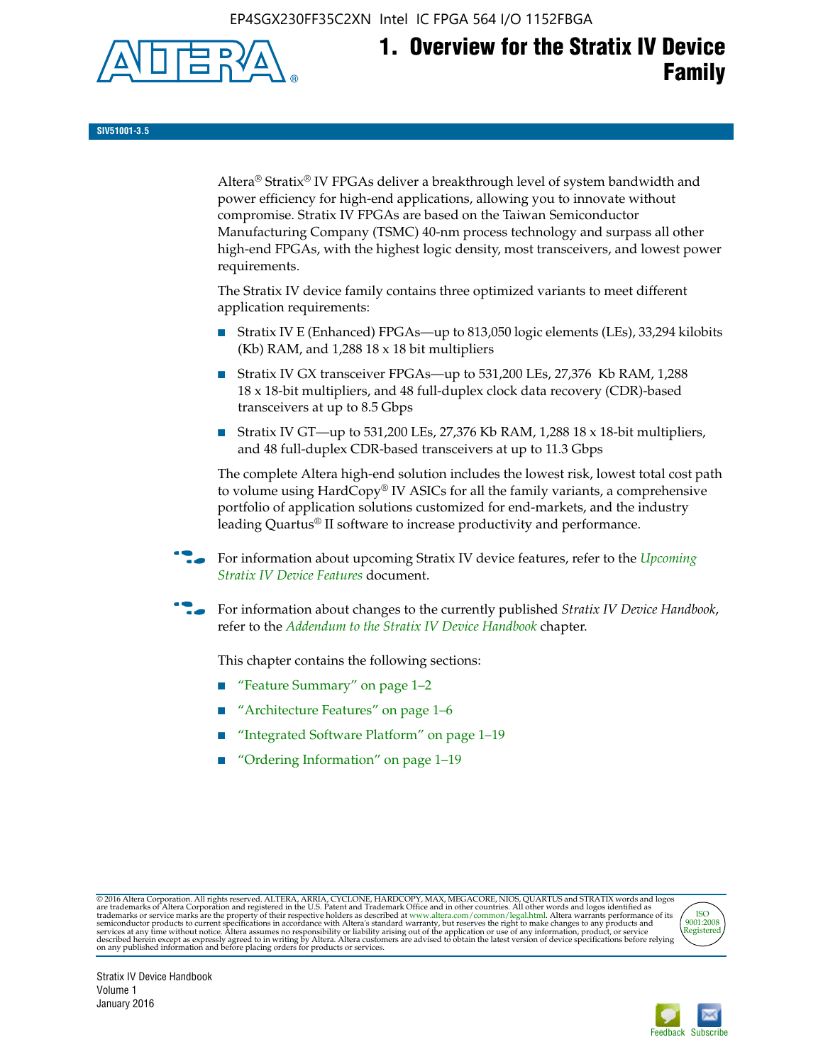# 1. Overview for the Stratix IV Device Family

SIV51001-3.5

Altera® Stratix® IV FPGAs deliver a breakthrough level of system bandwidth and power efficiency for high-end applications, allowing you to innovate without compromise. Stratix IV FPGAs are based on the Taiwan Semiconductor Manufacturing Company (TSMC) 40-nm process technology and surpass all other high-end FPGAs, with the highest logic density, most transceivers, and lowest power requirements.

The Stratix IV device family contains three optimized variants to meet different application requirements:

- Stratix IV E (Enhanced) FPGAs—up to 813,050 logic elements (LEs), 33,294 kilobits (Kb) RAM, and 1,288 18 x 18 bit multipliers
- Stratix IV GX transceiver FPGAs—up to 531,200 LEs, 27,376 Kb RAM, 1,288 18 x 18-bit multipliers, and 48 full-duplex clock data recovery (CDR)-based transceivers at up to 8.5 Gbps
- Stratix IV GT—up to 531,200 LEs, 27,376 Kb RAM, 1,288 18 x 18-bit multipliers, and 48 full-duplex CDR-based transceivers at up to 11.3 Gbps

The complete Altera high-end solution includes the lowest risk, lowest total cost path to volume using HardCopy® IV ASICs for all the family variants, a comprehensive portfolio of application solutions customized for end-markets, and the industry leading Quartus® II software to increase productivity and performance.

For information about upcoming Stratix IV device features, refer to the *Upcoming Stratix IV Device Features* document.

For information about changes to the currently published *Stratix IV Device Handbook*, refer to the *Addendum to the Stratix IV Device Handbook* chapter.

This chapter contains the following sections:

- "Feature Summary" on page 1–2
- "Architecture Features" on page 1–6
- "Integrated Software Platform" on page 1–19
- "Ordering Information" on page 1–19

© 2016 Altera Corporation. All rights reserved. ALTERA, ARRIA, CYCLONE, HARDCOPY, MAX, MEGACORE, NIOS, QUARTUS and STRATIX words and logos are trademarks of Altera Corporation and registered in the U.S. Patent and Trademark Office and in other countries. All other words and logos identified as trademarks or service marks are the property of their respective holders as described at www.altera.com/common/legal.html. Altera warrants performance of its semiconductor products to current specifications in accordance with Altera's standard warranty, but reserves the right to make changes to any products and services at any time without notice. Altera assumes no responsibility or liability arising out of the application or use of any information, product, or service described herein except as expressly agreed to in writing by Altera. Altera customers are advised to obtain the latest version of device specifications before relying on any published information and before placing orders for products or services.

ISO 9001:2008 Registered

Stratix IV Device Handbook
Volume 1
January 2016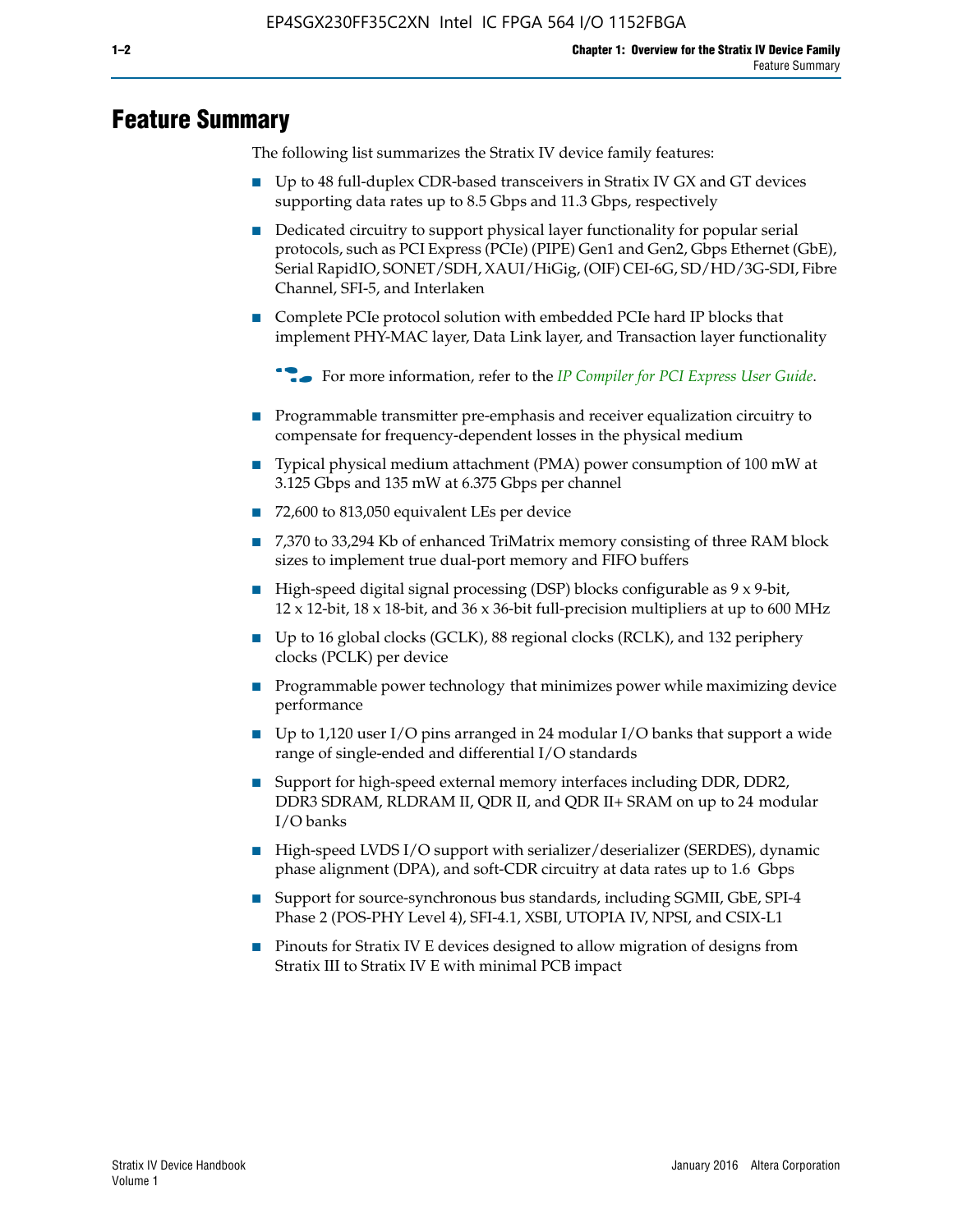# Feature Summary

The following list summarizes the Stratix IV device family features:

- Up to 48 full-duplex CDR-based transceivers in Stratix IV GX and GT devices supporting data rates up to 8.5 Gbps and 11.3 Gbps, respectively
- Dedicated circuitry to support physical layer functionality for popular serial protocols, such as PCI Express (PCIe) (PIPE) Gen1 and Gen2, Gbps Ethernet (GbE), Serial RapidIO, SONET/SDH, XAUI/HiGig, (OIF) CEI-6G, SD/HD/3G-SDI, Fibre Channel, SFI-5, and Interlaken
- Complete PCIe protocol solution with embedded PCIe hard IP blocks that implement PHY-MAC layer, Data Link layer, and Transaction layer functionality

  For more information, refer to the *IP Compiler for PCI Express User Guide*.

- Programmable transmitter pre-emphasis and receiver equalization circuitry to compensate for frequency-dependent losses in the physical medium
- Typical physical medium attachment (PMA) power consumption of 100 mW at 3.125 Gbps and 135 mW at 6.375 Gbps per channel
- 72,600 to 813,050 equivalent LEs per device
- 7,370 to 33,294 Kb of enhanced TriMatrix memory consisting of three RAM block sizes to implement true dual-port memory and FIFO buffers
- High-speed digital signal processing (DSP) blocks configurable as 9 x 9-bit, 12 x 12-bit, 18 x 18-bit, and 36 x 36-bit full-precision multipliers at up to 600 MHz
- Up to 16 global clocks (GCLK), 88 regional clocks (RCLK), and 132 periphery clocks (PCLK) per device
- Programmable power technology that minimizes power while maximizing device performance
- Up to 1,120 user I/O pins arranged in 24 modular I/O banks that support a wide range of single-ended and differential I/O standards
- Support for high-speed external memory interfaces including DDR, DDR2, DDR3 SDRAM, RLDRAM II, QDR II, and QDR II+ SRAM on up to 24 modular I/O banks
- High-speed LVDS I/O support with serializer/deserializer (SERDES), dynamic phase alignment (DPA), and soft-CDR circuitry at data rates up to 1.6 Gbps
- Support for source-synchronous bus standards, including SGMII, GbE, SPI-4 Phase 2 (POS-PHY Level 4), SFI-4.1, XSBI, UTOPIA IV, NPSI, and CSIX-L1
- Pinouts for Stratix IV E devices designed to allow migration of designs from Stratix III to Stratix IV E with minimal PCB impact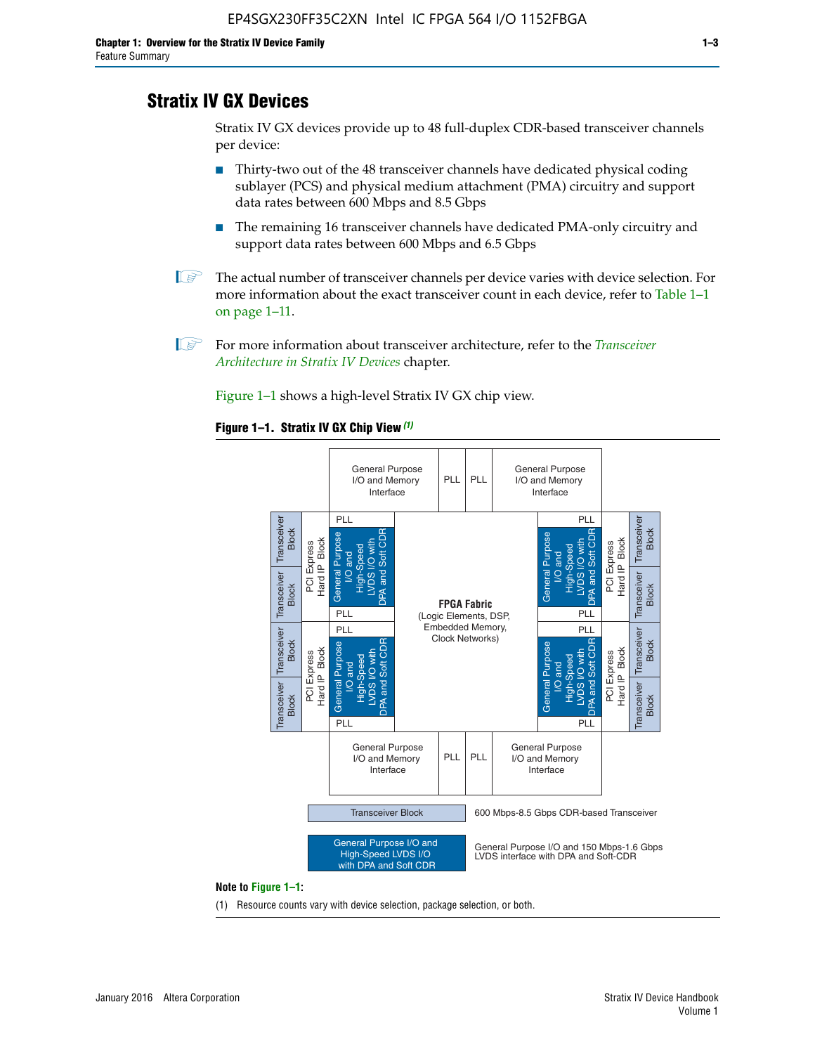# Stratix IV GX Devices

Stratix IV GX devices provide up to 48 full-duplex CDR-based transceiver channels per device:

- Thirty-two out of the 48 transceiver channels have dedicated physical coding sublayer (PCS) and physical medium attachment (PMA) circuitry and support data rates between 600 Mbps and 8.5 Gbps
- The remaining 16 transceiver channels have dedicated PMA-only circuitry and support data rates between 600 Mbps and 6.5 Gbps

The actual number of transceiver channels per device varies with device selection. For more information about the exact transceiver count in each device, refer to Table 1–1 on page 1–11.

For more information about transceiver architecture, refer to the *Transceiver Architecture in Stratix IV Devices* chapter.

Figure 1–1 shows a high-level Stratix IV GX chip view.

**Figure 1–1. Stratix IV GX Chip View** *(1)*

General Purpose I/O and Memory Interface
PLL
PLL
General Purpose I/O and Memory Interface
Transceiver Block
Transceiver Block
Transceiver Block
Transceiver Block
PCI Express Hard IP Block
PCI Express Hard IP Block
PLL
General Purpose I/O and High-Speed LVDS I/O with DPA and Soft CDR
PLL
PLL
General Purpose I/O and High-Speed LVDS I/O with DPA and Soft CDR
PLL
**FPGA Fabric**
(Logic Elements, DSP, Embedded Memory, Clock Networks)
PLL
General Purpose I/O and High-Speed LVDS I/O with DPA and Soft CDR
PLL
PLL
General Purpose I/O and High-Speed LVDS I/O with DPA and Soft CDR
PLL
PCI Express Hard IP Block
PCI Express Hard IP Block
Transceiver Block
Transceiver Block
Transceiver Block
Transceiver Block
General Purpose I/O and Memory Interface
PLL
PLL
General Purpose I/O and Memory Interface

Transceiver Block — 600 Mbps-8.5 Gbps CDR-based Transceiver
General Purpose I/O and High-Speed LVDS I/O with DPA and Soft CDR — General Purpose I/O and 150 Mbps-1.6 Gbps LVDS interface with DPA and Soft-CDR

**Note to Figure 1–1:**

(1) Resource counts vary with device selection, package selection, or both.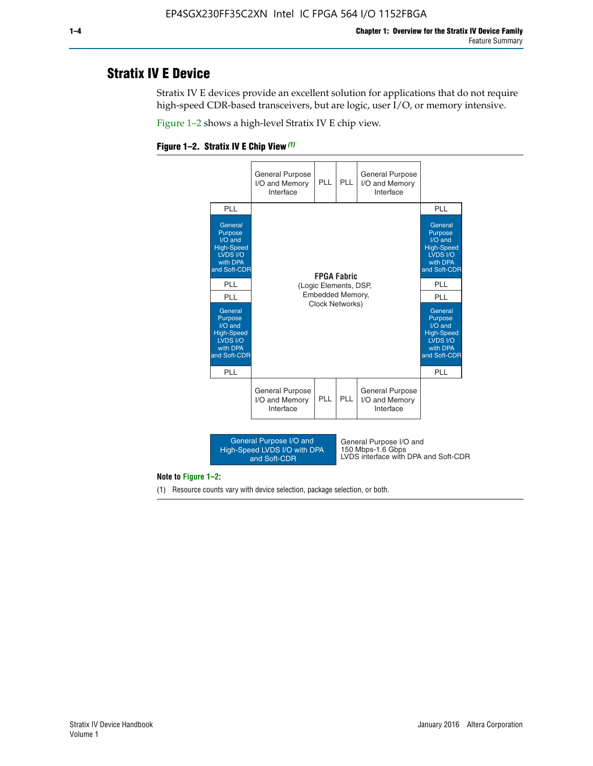## Stratix IV E Device

Stratix IV E devices provide an excellent solution for applications that do not require high-speed CDR-based transceivers, but are logic, user I/O, or memory intensive.

Figure 1–2 shows a high-level Stratix IV E chip view.

**Figure 1–2. Stratix IV E Chip View** *(1)*

General Purpose I/O and Memory Interface
PLL
PLL
General Purpose I/O and Memory Interface

PLL
General Purpose I/O and High-Speed LVDS I/O with DPA and Soft-CDR
PLL
PLL
General Purpose I/O and High-Speed LVDS I/O with DPA and Soft-CDR
PLL

**FPGA Fabric**
(Logic Elements, DSP, Embedded Memory, Clock Networks)

PLL
General Purpose I/O and High-Speed LVDS I/O with DPA and Soft-CDR
PLL
PLL
General Purpose I/O and High-Speed LVDS I/O with DPA and Soft-CDR
PLL

General Purpose I/O and Memory Interface
PLL
PLL
General Purpose I/O and Memory Interface

General Purpose I/O and High-Speed LVDS I/O with DPA and Soft-CDR
General Purpose I/O and 150 Mbps-1.6 Gbps LVDS interface with DPA and Soft-CDR

**Note to Figure 1–2:**

(1) Resource counts vary with device selection, package selection, or both.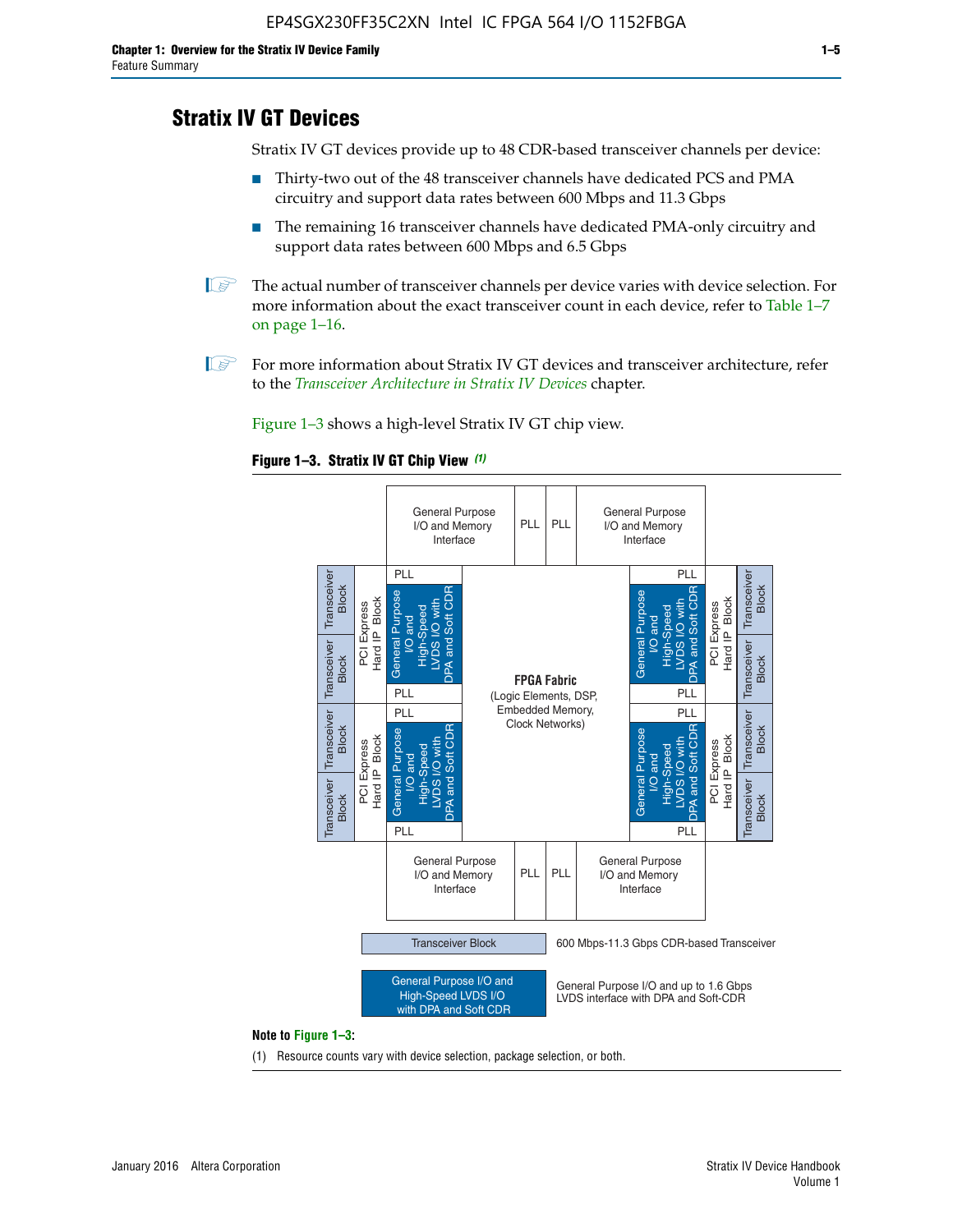## Stratix IV GT Devices

Stratix IV GT devices provide up to 48 CDR-based transceiver channels per device:

- Thirty-two out of the 48 transceiver channels have dedicated PCS and PMA circuitry and support data rates between 600 Mbps and 11.3 Gbps
- The remaining 16 transceiver channels have dedicated PMA-only circuitry and support data rates between 600 Mbps and 6.5 Gbps

The actual number of transceiver channels per device varies with device selection. For more information about the exact transceiver count in each device, refer to Table 1–7 on page 1–16.

For more information about Stratix IV GT devices and transceiver architecture, refer to the *Transceiver Architecture in Stratix IV Devices* chapter.

Figure 1–3 shows a high-level Stratix IV GT chip view.

**Figure 1–3. Stratix IV GT Chip View** *(1)*

General Purpose I/O and Memory Interface
PLL
PLL
General Purpose I/O and Memory Interface
Transceiver Block
Transceiver Block
PCI Express Hard IP Block
PLL
General Purpose I/O and High-Speed LVDS I/O with DPA and Soft CDR
PLL
FPGA Fabric
(Logic Elements, DSP, Embedded Memory, Clock Networks)
General Purpose I/O and Memory Interface
Transceiver Block
600 Mbps-11.3 Gbps CDR-based Transceiver
General Purpose I/O and High-Speed LVDS I/O with DPA and Soft CDR
General Purpose I/O and up to 1.6 Gbps LVDS interface with DPA and Soft-CDR

**Note to Figure 1–3:**

(1) Resource counts vary with device selection, package selection, or both.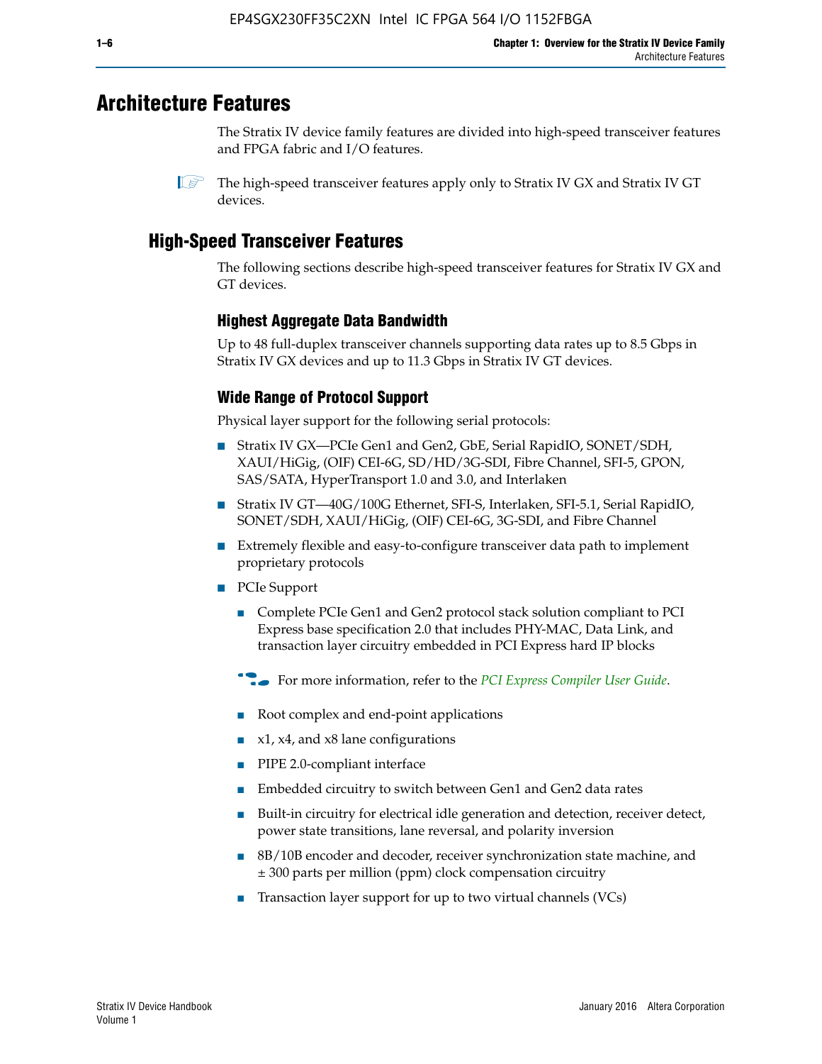# Architecture Features

The Stratix IV device family features are divided into high-speed transceiver features and FPGA fabric and I/O features.

The high-speed transceiver features apply only to Stratix IV GX and Stratix IV GT devices.

## High-Speed Transceiver Features

The following sections describe high-speed transceiver features for Stratix IV GX and GT devices.

### Highest Aggregate Data Bandwidth

Up to 48 full-duplex transceiver channels supporting data rates up to 8.5 Gbps in Stratix IV GX devices and up to 11.3 Gbps in Stratix IV GT devices.

### Wide Range of Protocol Support

Physical layer support for the following serial protocols:

- Stratix IV GX—PCIe Gen1 and Gen2, GbE, Serial RapidIO, SONET/SDH, XAUI/HiGig, (OIF) CEI-6G, SD/HD/3G-SDI, Fibre Channel, SFI-5, GPON, SAS/SATA, HyperTransport 1.0 and 3.0, and Interlaken
- Stratix IV GT—40G/100G Ethernet, SFI-S, Interlaken, SFI-5.1, Serial RapidIO, SONET/SDH, XAUI/HiGig, (OIF) CEI-6G, 3G-SDI, and Fibre Channel
- Extremely flexible and easy-to-configure transceiver data path to implement proprietary protocols
- PCIe Support
  - Complete PCIe Gen1 and Gen2 protocol stack solution compliant to PCI Express base specification 2.0 that includes PHY-MAC, Data Link, and transaction layer circuitry embedded in PCI Express hard IP blocks

  For more information, refer to the *PCI Express Compiler User Guide*.

  - Root complex and end-point applications
  - x1, x4, and x8 lane configurations
  - PIPE 2.0-compliant interface
  - Embedded circuitry to switch between Gen1 and Gen2 data rates
  - Built-in circuitry for electrical idle generation and detection, receiver detect, power state transitions, lane reversal, and polarity inversion
  - 8B/10B encoder and decoder, receiver synchronization state machine, and ± 300 parts per million (ppm) clock compensation circuitry
  - Transaction layer support for up to two virtual channels (VCs)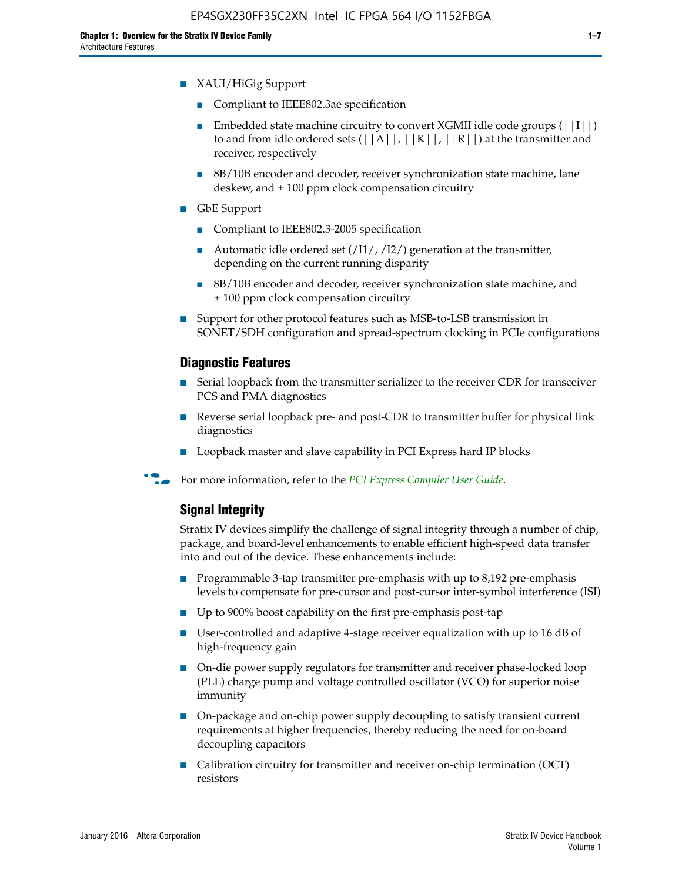- XAUI/HiGig Support
  - Compliant to IEEE802.3ae specification
  - Embedded state machine circuitry to convert XGMII idle code groups (||I||) to and from idle ordered sets (||A||, ||K||, ||R||) at the transmitter and receiver, respectively
  - 8B/10B encoder and decoder, receiver synchronization state machine, lane deskew, and ± 100 ppm clock compensation circuitry
- GbE Support
  - Compliant to IEEE802.3-2005 specification
  - Automatic idle ordered set (/I1/, /I2/) generation at the transmitter, depending on the current running disparity
  - 8B/10B encoder and decoder, receiver synchronization state machine, and ± 100 ppm clock compensation circuitry
- Support for other protocol features such as MSB-to-LSB transmission in SONET/SDH configuration and spread-spectrum clocking in PCIe configurations

### Diagnostic Features

- Serial loopback from the transmitter serializer to the receiver CDR for transceiver PCS and PMA diagnostics
- Reverse serial loopback pre- and post-CDR to transmitter buffer for physical link diagnostics
- Loopback master and slave capability in PCI Express hard IP blocks

For more information, refer to the *PCI Express Compiler User Guide*.

### Signal Integrity

Stratix IV devices simplify the challenge of signal integrity through a number of chip, package, and board-level enhancements to enable efficient high-speed data transfer into and out of the device. These enhancements include:

- Programmable 3-tap transmitter pre-emphasis with up to 8,192 pre-emphasis levels to compensate for pre-cursor and post-cursor inter-symbol interference (ISI)
- Up to 900% boost capability on the first pre-emphasis post-tap
- User-controlled and adaptive 4-stage receiver equalization with up to 16 dB of high-frequency gain
- On-die power supply regulators for transmitter and receiver phase-locked loop (PLL) charge pump and voltage controlled oscillator (VCO) for superior noise immunity
- On-package and on-chip power supply decoupling to satisfy transient current requirements at higher frequencies, thereby reducing the need for on-board decoupling capacitors
- Calibration circuitry for transmitter and receiver on-chip termination (OCT) resistors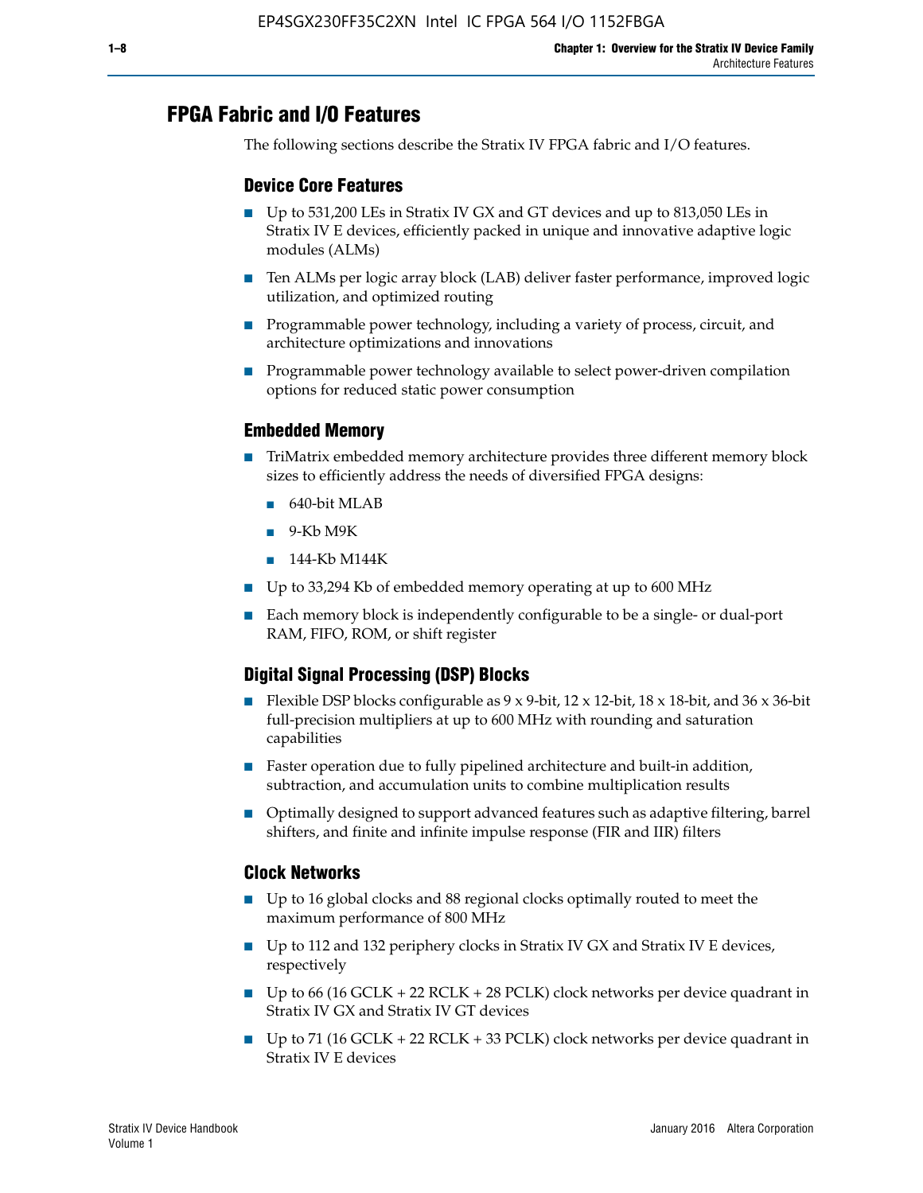# FPGA Fabric and I/O Features

The following sections describe the Stratix IV FPGA fabric and I/O features.

## Device Core Features

- Up to 531,200 LEs in Stratix IV GX and GT devices and up to 813,050 LEs in Stratix IV E devices, efficiently packed in unique and innovative adaptive logic modules (ALMs)
- Ten ALMs per logic array block (LAB) deliver faster performance, improved logic utilization, and optimized routing
- Programmable power technology, including a variety of process, circuit, and architecture optimizations and innovations
- Programmable power technology available to select power-driven compilation options for reduced static power consumption

## Embedded Memory

- TriMatrix embedded memory architecture provides three different memory block sizes to efficiently address the needs of diversified FPGA designs:
  - 640-bit MLAB
  - 9-Kb M9K
  - 144-Kb M144K
- Up to 33,294 Kb of embedded memory operating at up to 600 MHz
- Each memory block is independently configurable to be a single- or dual-port RAM, FIFO, ROM, or shift register

## Digital Signal Processing (DSP) Blocks

- Flexible DSP blocks configurable as 9 x 9-bit, 12 x 12-bit, 18 x 18-bit, and 36 x 36-bit full-precision multipliers at up to 600 MHz with rounding and saturation capabilities
- Faster operation due to fully pipelined architecture and built-in addition, subtraction, and accumulation units to combine multiplication results
- Optimally designed to support advanced features such as adaptive filtering, barrel shifters, and finite and infinite impulse response (FIR and IIR) filters

## Clock Networks

- Up to 16 global clocks and 88 regional clocks optimally routed to meet the maximum performance of 800 MHz
- Up to 112 and 132 periphery clocks in Stratix IV GX and Stratix IV E devices, respectively
- Up to 66 (16 GCLK + 22 RCLK + 28 PCLK) clock networks per device quadrant in Stratix IV GX and Stratix IV GT devices
- Up to 71 (16 GCLK + 22 RCLK + 33 PCLK) clock networks per device quadrant in Stratix IV E devices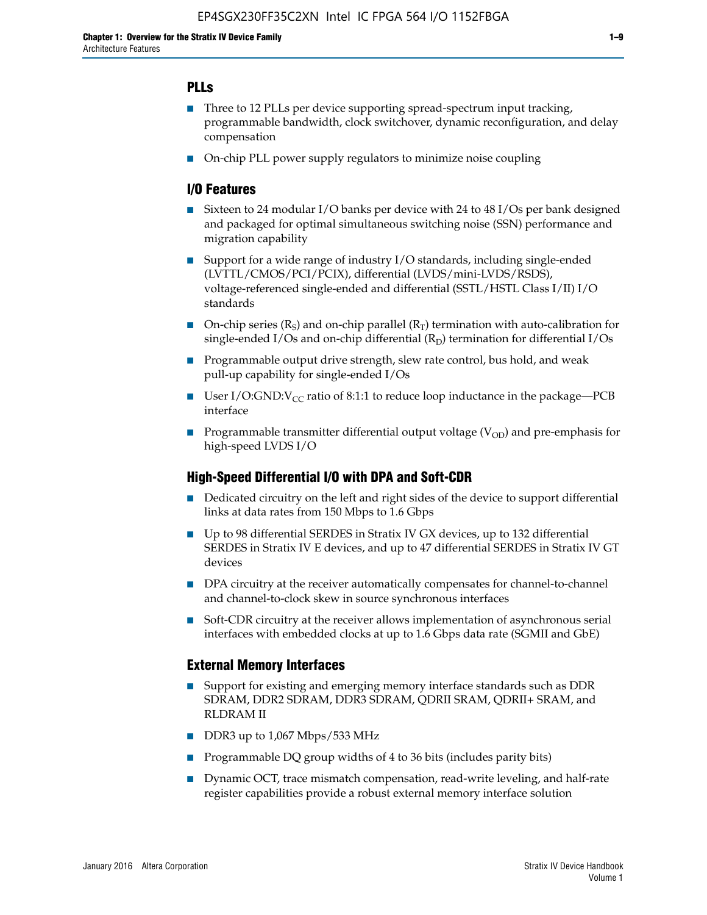## PLLs

- Three to 12 PLLs per device supporting spread-spectrum input tracking, programmable bandwidth, clock switchover, dynamic reconfiguration, and delay compensation
- On-chip PLL power supply regulators to minimize noise coupling

## I/O Features

- Sixteen to 24 modular I/O banks per device with 24 to 48 I/Os per bank designed and packaged for optimal simultaneous switching noise (SSN) performance and migration capability
- Support for a wide range of industry I/O standards, including single-ended (LVTTL/CMOS/PCI/PCIX), differential (LVDS/mini-LVDS/RSDS), voltage-referenced single-ended and differential (SSTL/HSTL Class I/II) I/O standards
- On-chip series ($R_S$) and on-chip parallel ($R_T$) termination with auto-calibration for single-ended I/Os and on-chip differential ($R_D$) termination for differential I/Os
- Programmable output drive strength, slew rate control, bus hold, and weak pull-up capability for single-ended I/Os
- User I/O:GND:$V_{CC}$ ratio of 8:1:1 to reduce loop inductance in the package—PCB interface
- Programmable transmitter differential output voltage ($V_{OD}$) and pre-emphasis for high-speed LVDS I/O

## High-Speed Differential I/O with DPA and Soft-CDR

- Dedicated circuitry on the left and right sides of the device to support differential links at data rates from 150 Mbps to 1.6 Gbps
- Up to 98 differential SERDES in Stratix IV GX devices, up to 132 differential SERDES in Stratix IV E devices, and up to 47 differential SERDES in Stratix IV GT devices
- DPA circuitry at the receiver automatically compensates for channel-to-channel and channel-to-clock skew in source synchronous interfaces
- Soft-CDR circuitry at the receiver allows implementation of asynchronous serial interfaces with embedded clocks at up to 1.6 Gbps data rate (SGMII and GbE)

## External Memory Interfaces

- Support for existing and emerging memory interface standards such as DDR SDRAM, DDR2 SDRAM, DDR3 SDRAM, QDRII SRAM, QDRII+ SRAM, and RLDRAM II
- DDR3 up to 1,067 Mbps/533 MHz
- Programmable DQ group widths of 4 to 36 bits (includes parity bits)
- Dynamic OCT, trace mismatch compensation, read-write leveling, and half-rate register capabilities provide a robust external memory interface solution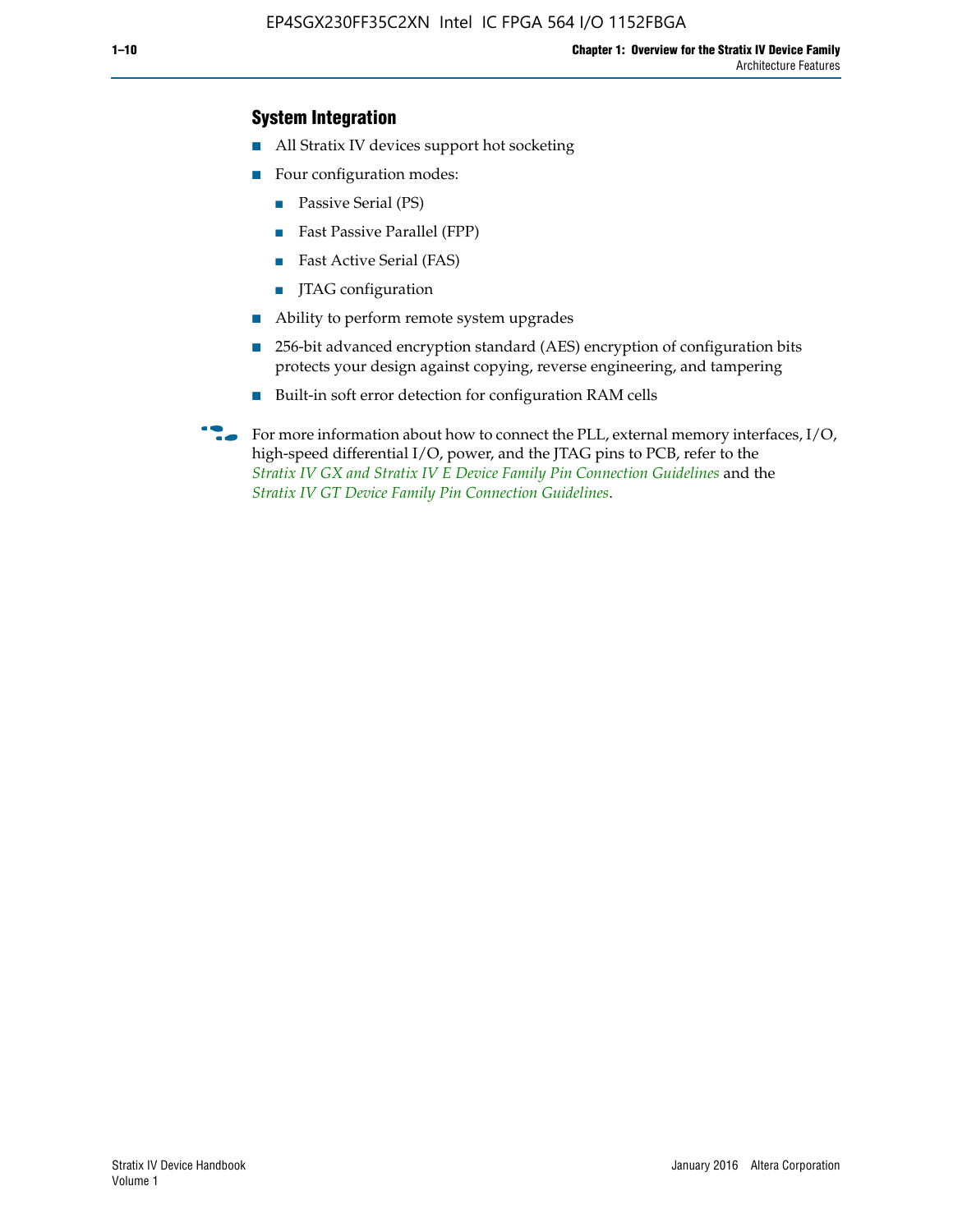### System Integration

- All Stratix IV devices support hot socketing
- Four configuration modes:
  - Passive Serial (PS)
  - Fast Passive Parallel (FPP)
  - Fast Active Serial (FAS)
  - JTAG configuration
- Ability to perform remote system upgrades
- 256-bit advanced encryption standard (AES) encryption of configuration bits protects your design against copying, reverse engineering, and tampering
- Built-in soft error detection for configuration RAM cells

For more information about how to connect the PLL, external memory interfaces, I/O, high-speed differential I/O, power, and the JTAG pins to PCB, refer to the *Stratix IV GX and Stratix IV E Device Family Pin Connection Guidelines* and the *Stratix IV GT Device Family Pin Connection Guidelines*.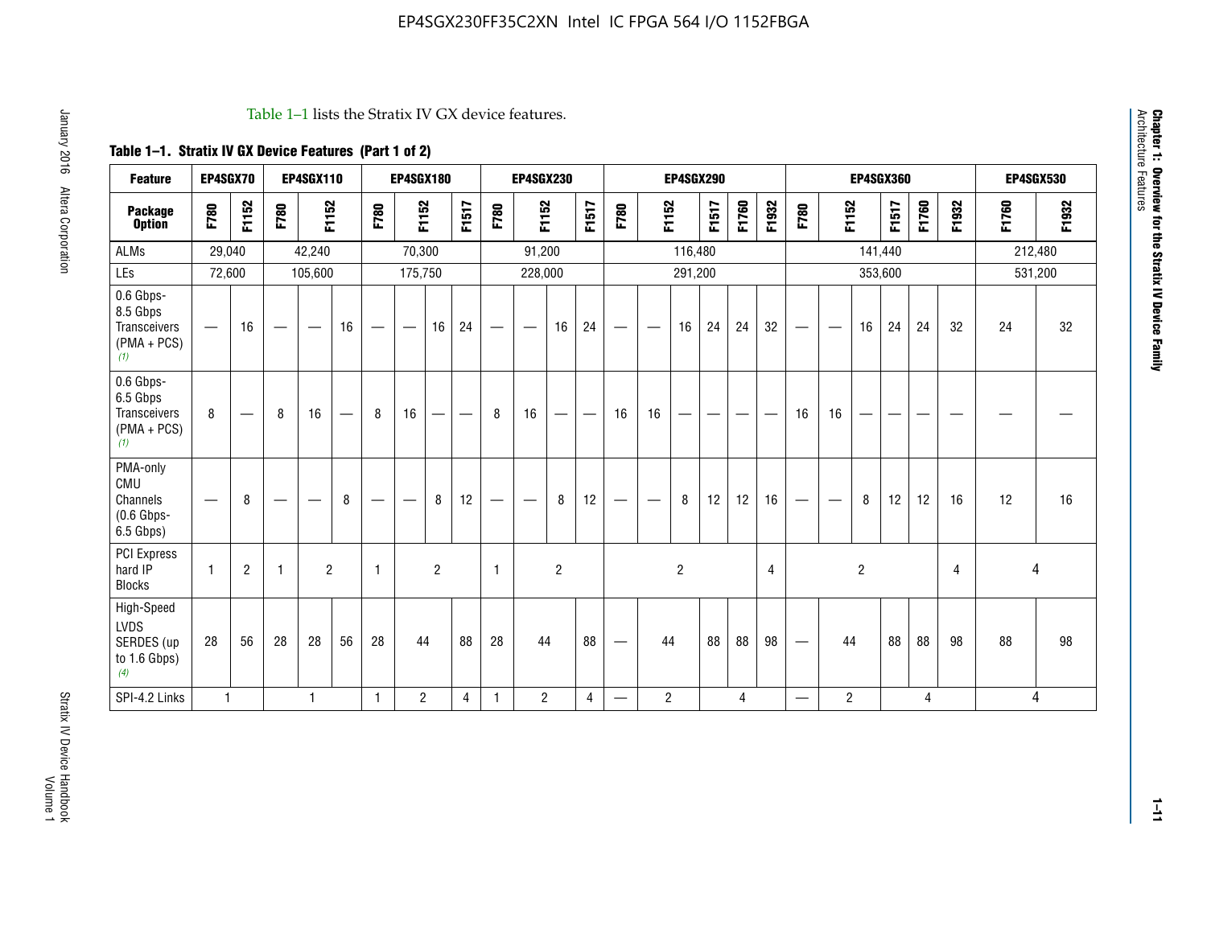Table 1–1 lists the Stratix IV GX device features.

**Table 1–1. Stratix IV GX Device Features (Part 1 of 2)**

| Feature | EP4SGX70 | | EP4SGX110 | | | EP4SGX180 | | | | EP4SGX230 | | | | EP4SGX290 | | | | | | EP4SGX360 | | | | | | EP4SGX530 | |
|---|---|---|---|---|---|---|---|---|---|---|---|---|---|---|---|---|---|---|---|---|---|---|---|---|---|---|---|
| **Package Option** | F780 | F1152 | F780 | F1152 | | F780 | F1152 | | F1517 | F780 | F1152 | | F1517 | F780 | F1152 | | F1517 | F1760 | F1932 | F780 | F1152 | | F1517 | F1760 | F1932 | F1760 | F1932 |
| ALMs | 29,040 | | 42,240 | | | 70,300 | | | | 91,200 | | | | 116,480 | | | | | | 141,440 | | | | | | 212,480 | |
| LEs | 72,600 | | 105,600 | | | 175,750 | | | | 228,000 | | | | 291,200 | | | | | | 353,600 | | | | | | 531,200 | |
| 0.6 Gbps-8.5 Gbps Transceivers (PMA + PCS) *(1)* | — | 16 | — | — | 16 | — | — | 16 | 24 | — | — | 16 | 24 | — | — | 16 | 24 | 24 | 32 | — | — | 16 | 24 | 24 | 32 | 24 | 32 |
| 0.6 Gbps-6.5 Gbps Transceivers (PMA + PCS) *(1)* | 8 | — | 8 | 16 | — | 8 | 16 | — | — | 8 | 16 | — | — | 16 | 16 | — | — | — | — | 16 | 16 | — | — | — | — | — | — |
| PMA-only CMU Channels (0.6 Gbps-6.5 Gbps) | — | 8 | — | — | 8 | — | — | 8 | 12 | — | — | 8 | 12 | — | — | 8 | 12 | 12 | 16 | — | — | 8 | 12 | 12 | 16 | 12 | 16 |
| PCI Express hard IP Blocks | 1 | 2 | 1 | 2 | | 1 | 2 | | | 1 | 2 | | | 2 | | | | | 4 | 2 | | | | | 4 | 4 | |
| High-Speed LVDS SERDES (up to 1.6 Gbps) *(4)* | 28 | 56 | 28 | 28 | 56 | 28 | 44 | | 88 | 28 | 44 | | 88 | — | 44 | | 88 | 88 | 98 | — | 44 | | 88 | 88 | 98 | 88 | 98 |
| SPI-4.2 Links | 1 | | 1 | | | 1 | 2 | | 4 | 1 | 2 | | 4 | — | 2 | | 4 | | | — | 2 | | 4 | | | 4 | |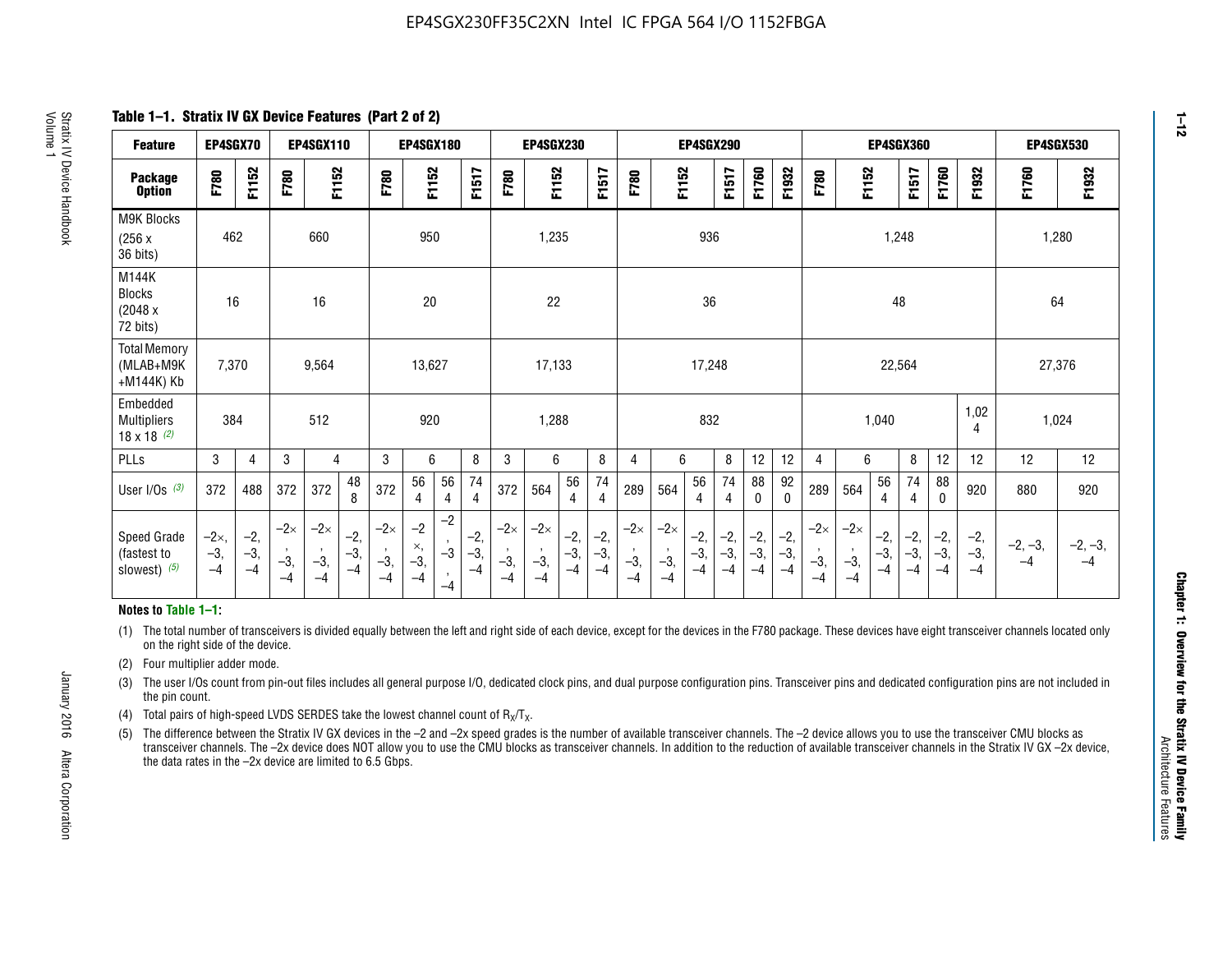**Table 1–1. Stratix IV GX Device Features (Part 2 of 2)**

| Feature | EP4SGX70 | | EP4SGX110 | | | EP4SGX180 | | | | EP4SGX230 | | | | EP4SGX290 | | | | | | EP4SGX360 | | | | | | EP4SGX530 | |
|---|---|---|---|---|---|---|---|---|---|---|---|---|---|---|---|---|---|---|---|---|---|---|---|---|---|---|---|
| Package Option | F780 | F1152 | F780 | F1152 | | F780 | F1152 | | F1517 | F780 | F1152 | | F1517 | F780 | F1152 | | F1517 | F1760 | F1932 | F780 | F1152 | | F1517 | F1760 | F1932 | F1760 | F1932 |
| M9K Blocks (256 x 36 bits) | 462 | | 660 | | | 950 | | | | 1,235 | | | | 936 | | | | | | 1,248 | | | | | | 1,280 | |
| M144K Blocks (2048 x 72 bits) | 16 | | 16 | | | 20 | | | | 22 | | | | 36 | | | | | | 48 | | | | | | 64 | |
| Total Memory (MLAB+M9K +M144K) Kb | 7,370 | | 9,564 | | | 13,627 | | | | 17,133 | | | | 17,248 | | | | | | 22,564 | | | | | | 27,376 | |
| Embedded Multipliers 18 x 18 (2) | 384 | | 512 | | | 920 | | | | 1,288 | | | | 832 | | | | | | 1,040 | | | | | 1,024 | 1,024 | |
| PLLs | 3 | 4 | 3 | 4 | | 3 | 6 | | 8 | 3 | 6 | | 8 | 4 | 6 | | 8 | 12 | 12 | 4 | 6 | | 8 | 12 | 12 | 12 | 12 |
| User I/Os (3) | 372 | 488 | 372 | 372 | 488 | 372 | 564 | 564 | 744 | 372 | 564 | 564 | 744 | 289 | 564 | 564 | 744 | 880 | 920 | 289 | 564 | 564 | 744 | 880 | 920 | 880 | 920 |
| Speed Grade (fastest to slowest) (5) | –2×, –3, –4 | –2, –3, –4 | –2×, –3, –4 | –2×, –3, –4 | –2, –3, –4 | –2×, –3, –4 | –2×, –3, –4 | –2, –3, –4 | –2, –3, –4 | –2×, –3, –4 | –2×, –3, –4 | –2, –3, –4 | –2, –3, –4 | –2×, –3, –4 | –2×, –3, –4 | –2, –3, –4 | –2, –3, –4 | –2, –3, –4 | –2, –3, –4 | –2×, –3, –4 | –2×, –3, –4 | –2, –3, –4 | –2, –3, –4 | –2, –3, –4 | –2, –3, –4 | –2, –3, –4 | –2, –3, –4 |

**Notes to Table 1–1:**

(1) The total number of transceivers is divided equally between the left and right side of each device, except for the devices in the F780 package. These devices have eight transceiver channels located only on the right side of the device.

(2) Four multiplier adder mode.

(3) The user I/Os count from pin-out files includes all general purpose I/O, dedicated clock pins, and dual purpose configuration pins. Transceiver pins and dedicated configuration pins are not included in the pin count.

(4) Total pairs of high-speed LVDS SERDES take the lowest channel count of $R_X/T_X$.

(5) The difference between the Stratix IV GX devices in the –2 and –2x speed grades is the number of available transceiver channels. The –2 device allows you to use the transceiver CMU blocks as transceiver channels. The –2x device does NOT allow you to use the CMU blocks as transceiver channels. In addition to the reduction of available transceiver channels in the Stratix IV GX –2x device, the data rates in the –2x device are limited to 6.5 Gbps.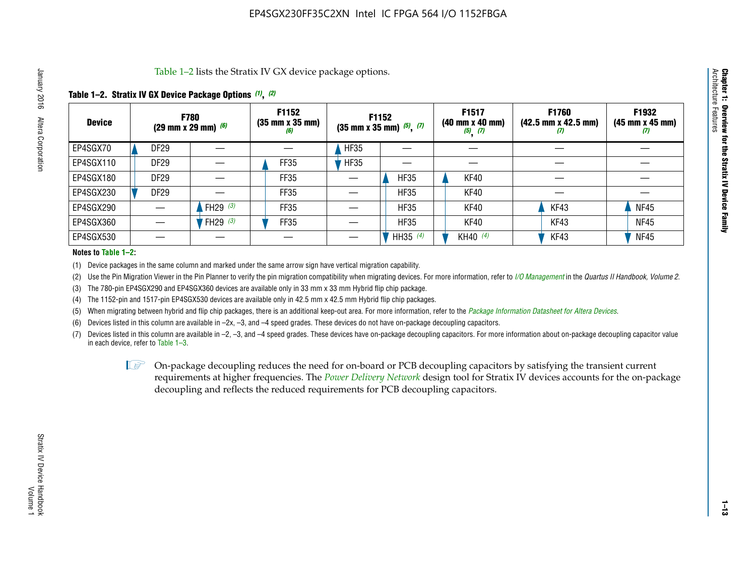Table 1–2 lists the Stratix IV GX device package options.

**Table 1–2. Stratix IV GX Device Package Options (1), (2)**

| Device | F780 (29 mm x 29 mm) (6) | | F1152 (35 mm x 35 mm) (6) | F1152 (35 mm x 35 mm) (5), (7) | | F1517 (40 mm x 40 mm) (5), (7) | F1760 (42.5 mm x 42.5 mm) (7) | F1932 (45 mm x 45 mm) (7) |
|---|---|---|---|---|---|---|---|---|
| EP4SGX70 | DF29 | — | — | HF35 | — | — | — | — |
| EP4SGX110 | DF29 | — | FF35 | HF35 | — | — | — | — |
| EP4SGX180 | DF29 | — | FF35 | — | HF35 | KF40 | — | — |
| EP4SGX230 | DF29 | — | FF35 | — | HF35 | KF40 | — | — |
| EP4SGX290 | — | FH29 (3) | FF35 | — | HF35 | KF40 | KF43 | NF45 |
| EP4SGX360 | — | FH29 (3) | FF35 | — | HF35 | KF40 | KF43 | NF45 |
| EP4SGX530 | — | — | — | — | HH35 (4) | KH40 (4) | KF43 | NF45 |

**Notes to Table 1–2:**

(1) Device packages in the same column and marked under the same arrow sign have vertical migration capability.

(2) Use the Pin Migration Viewer in the Pin Planner to verify the pin migration compatibility when migrating devices. For more information, refer to *I/O Management* in the *Quartus II Handbook, Volume 2*.

(3) The 780-pin EP4SGX290 and EP4SGX360 devices are available only in 33 mm x 33 mm Hybrid flip chip package.

(4) The 1152-pin and 1517-pin EP4SGX530 devices are available only in 42.5 mm x 42.5 mm Hybrid flip chip packages.

(5) When migrating between hybrid and flip chip packages, there is an additional keep-out area. For more information, refer to the *Package Information Datasheet for Altera Devices*.

(6) Devices listed in this column are available in –2x, –3, and –4 speed grades. These devices do not have on-package decoupling capacitors.

(7) Devices listed in this column are available in –2, –3, and –4 speed grades. These devices have on-package decoupling capacitors. For more information about on-package decoupling capacitor value in each device, refer to Table 1–3.

On-package decoupling reduces the need for on-board or PCB decoupling capacitors by satisfying the transient current requirements at higher frequencies. The *Power Delivery Network* design tool for Stratix IV devices accounts for the on-package decoupling and reflects the reduced requirements for PCB decoupling capacitors.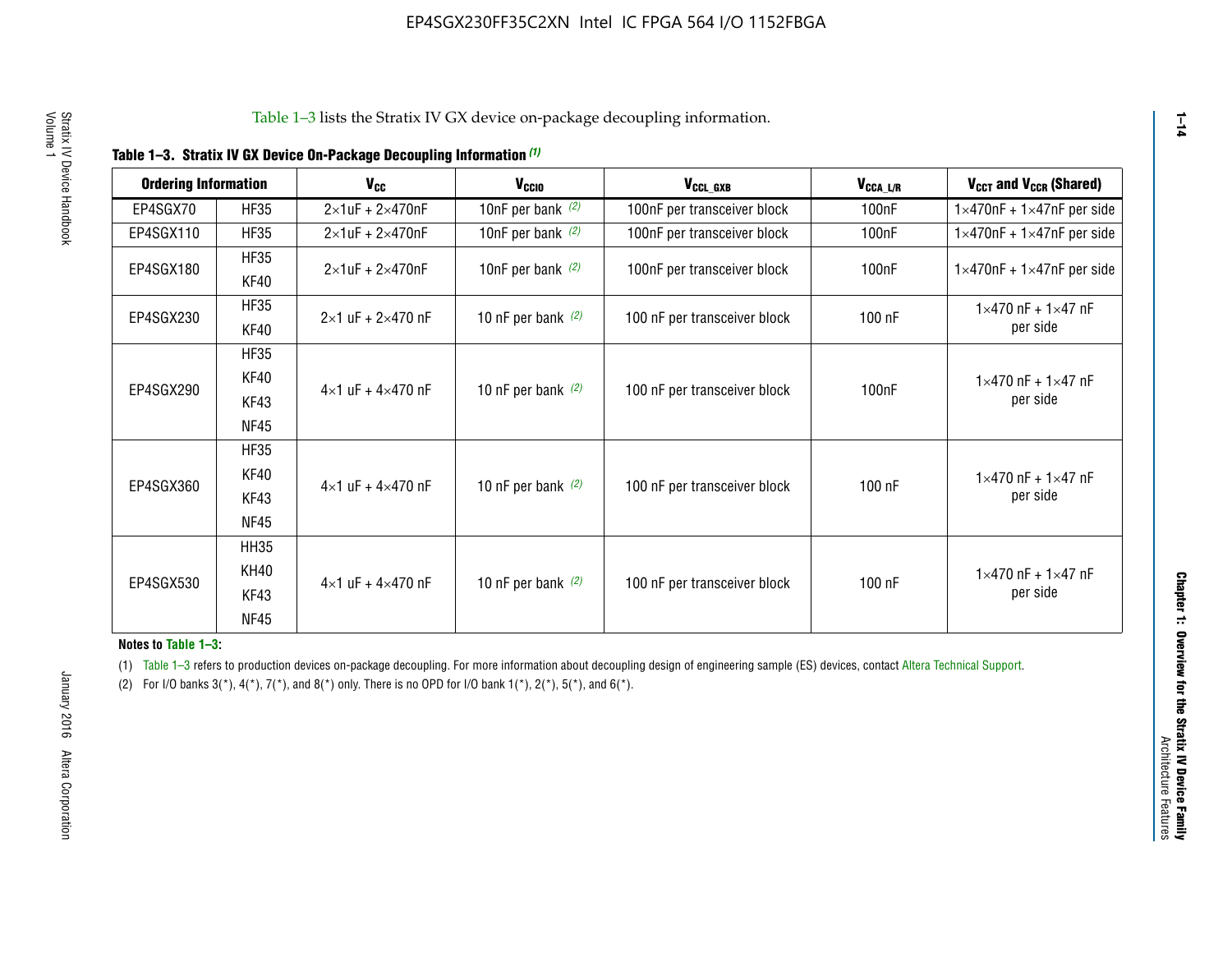Table 1–3 lists the Stratix IV GX device on-package decoupling information.

**Table 1–3. Stratix IV GX Device On-Package Decoupling Information (1)**

| Ordering Information | | $V_{CC}$ | $V_{CCIO}$ | $V_{CCL\_GXB}$ | $V_{CCA\_L/R}$ | $V_{CCT}$ and $V_{CCR}$ (Shared) |
|---|---|---|---|---|---|---|
| EP4SGX70 | HF35 | 2×1uF + 2×470nF | 10nF per bank (2) | 100nF per transceiver block | 100nF | 1×470nF + 1×47nF per side |
| EP4SGX110 | HF35 | 2×1uF + 2×470nF | 10nF per bank (2) | 100nF per transceiver block | 100nF | 1×470nF + 1×47nF per side |
| EP4SGX180 | HF35<br>KF40 | 2×1uF + 2×470nF | 10nF per bank (2) | 100nF per transceiver block | 100nF | 1×470nF + 1×47nF per side |
| EP4SGX230 | HF35<br>KF40 | 2×1 uF + 2×470 nF | 10 nF per bank (2) | 100 nF per transceiver block | 100 nF | 1×470 nF + 1×47 nF per side |
| EP4SGX290 | HF35<br>KF40<br>KF43<br>NF45 | 4×1 uF + 4×470 nF | 10 nF per bank (2) | 100 nF per transceiver block | 100nF | 1×470 nF + 1×47 nF per side |
| EP4SGX360 | HF35<br>KF40<br>KF43<br>NF45 | 4×1 uF + 4×470 nF | 10 nF per bank (2) | 100 nF per transceiver block | 100 nF | 1×470 nF + 1×47 nF per side |
| EP4SGX530 | HH35<br>KH40<br>KF43<br>NF45 | 4×1 uF + 4×470 nF | 10 nF per bank (2) | 100 nF per transceiver block | 100 nF | 1×470 nF + 1×47 nF per side |

**Notes to Table 1–3:**

(1) Table 1–3 refers to production devices on-package decoupling. For more information about decoupling design of engineering sample (ES) devices, contact Altera Technical Support.

(2) For I/O banks 3(*), 4(*), 7(*), and 8(*) only. There is no OPD for I/O bank 1(*), 2(*), 5(*), and 6(*).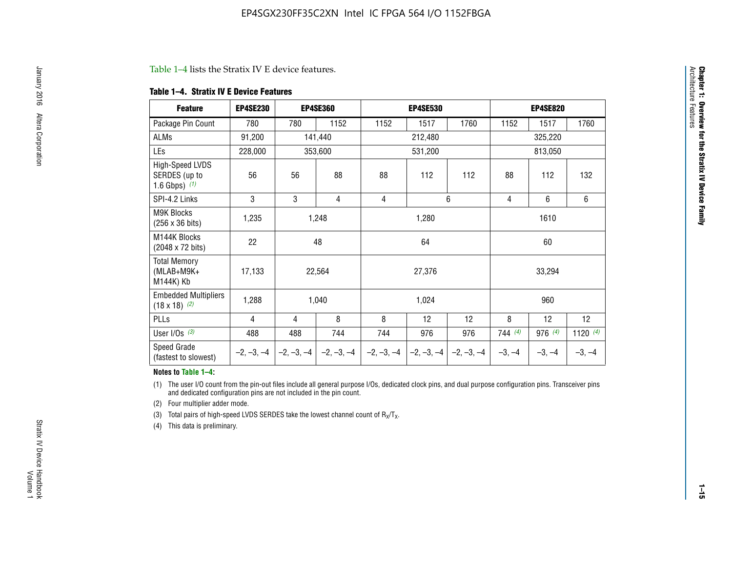Table 1–4 lists the Stratix IV E device features.

**Table 1–4. Stratix IV E Device Features**

| Feature | EP4SE230 | EP4SE360 | | EP4SE530 | | | EP4SE820 | | |
|---|---|---|---|---|---|---|---|---|---|
| Package Pin Count | 780 | 780 | 1152 | 1152 | 1517 | 1760 | 1152 | 1517 | 1760 |
| ALMs | 91,200 | 141,440 | | 212,480 | | | 325,220 | | |
| LEs | 228,000 | 353,600 | | 531,200 | | | 813,050 | | |
| High-Speed LVDS SERDES (up to 1.6 Gbps) (1) | 56 | 56 | 88 | 88 | 112 | 112 | 88 | 112 | 132 |
| SPI-4.2 Links | 3 | 3 | 4 | 4 | 6 | | 4 | 6 | 6 |
| M9K Blocks (256 x 36 bits) | 1,235 | 1,248 | | 1,280 | | | 1610 | | |
| M144K Blocks (2048 x 72 bits) | 22 | 48 | | 64 | | | 60 | | |
| Total Memory (MLAB+M9K+ M144K) Kb | 17,133 | 22,564 | | 27,376 | | | 33,294 | | |
| Embedded Multipliers (18 x 18) (2) | 1,288 | 1,040 | | 1,024 | | | 960 | | |
| PLLs | 4 | 4 | 8 | 8 | 12 | 12 | 8 | 12 | 12 |
| User I/Os (3) | 488 | 488 | 744 | 744 | 976 | 976 | 744 (4) | 976 (4) | 1120 (4) |
| Speed Grade (fastest to slowest) | –2, –3, –4 | –2, –3, –4 | –2, –3, –4 | –2, –3, –4 | –2, –3, –4 | –2, –3, –4 | –3, –4 | –3, –4 | –3, –4 |

**Notes to Table 1–4:**

(1) The user I/O count from the pin-out files include all general purpose I/Os, dedicated clock pins, and dual purpose configuration pins. Transceiver pins and dedicated configuration pins are not included in the pin count.

(2) Four multiplier adder mode.

(3) Total pairs of high-speed LVDS SERDES take the lowest channel count of $R_X/T_X$.

(4) This data is preliminary.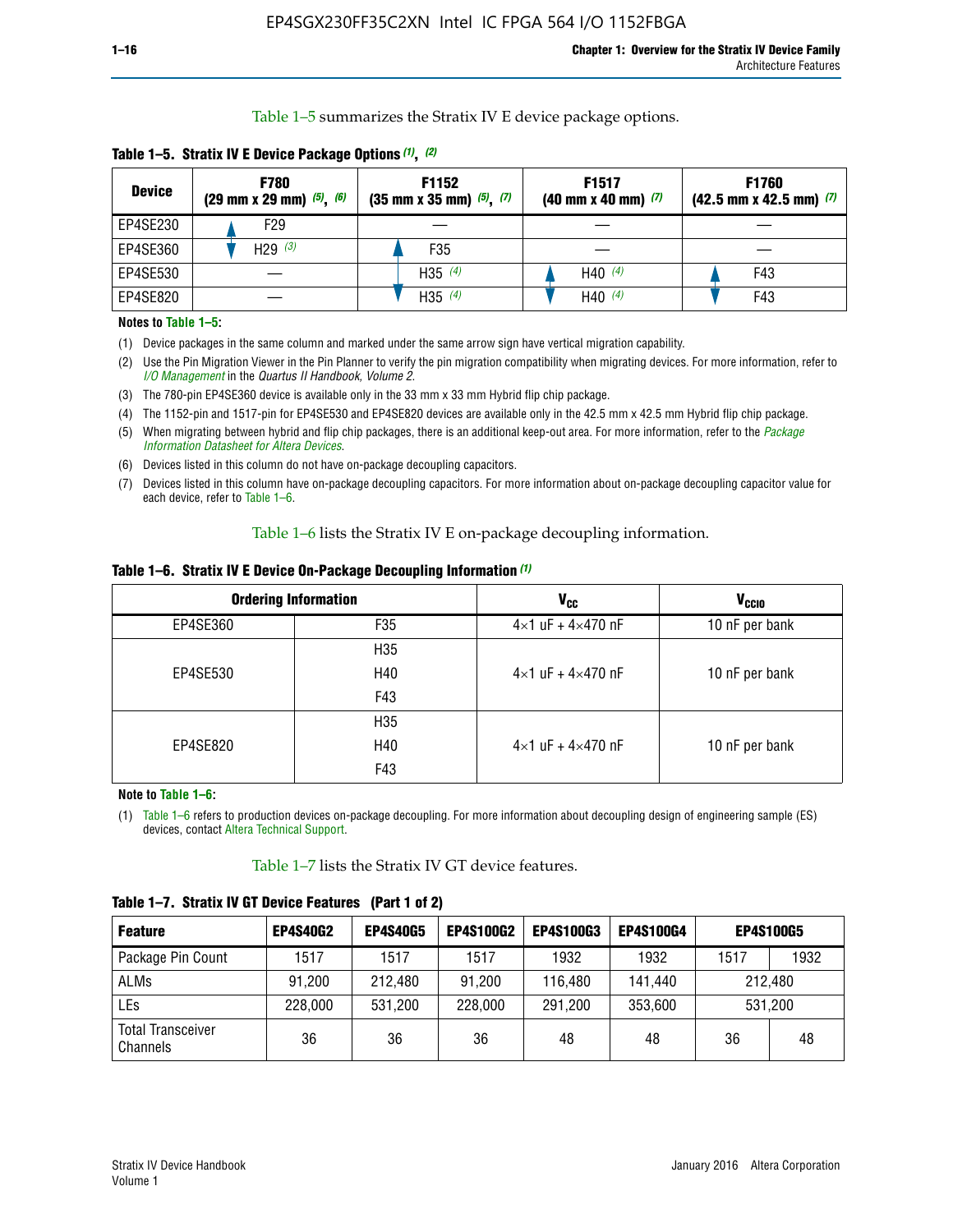Table 1–5 summarizes the Stratix IV E device package options.

**Table 1–5. Stratix IV E Device Package Options (1), (2)**

| Device | F780 (29 mm x 29 mm) (5), (6) | F1152 (35 mm x 35 mm) (5), (7) | F1517 (40 mm x 40 mm) (7) | F1760 (42.5 mm x 42.5 mm) (7) |
|---|---|---|---|---|
| EP4SE230 | F29 | — | — | — |
| EP4SE360 | H29 (3) | F35 | — | — |
| EP4SE530 | — | H35 (4) | H40 (4) | F43 |
| EP4SE820 | — | H35 (4) | H40 (4) | F43 |

**Notes to Table 1–5:**

(1) Device packages in the same column and marked under the same arrow sign have vertical migration capability.

(2) Use the Pin Migration Viewer in the Pin Planner to verify the pin migration compatibility when migrating devices. For more information, refer to *I/O Management* in the *Quartus II Handbook, Volume 2*.

(3) The 780-pin EP4SE360 device is available only in the 33 mm x 33 mm Hybrid flip chip package.

(4) The 1152-pin and 1517-pin for EP4SE530 and EP4SE820 devices are available only in the 42.5 mm x 42.5 mm Hybrid flip chip package.

(5) When migrating between hybrid and flip chip packages, there is an additional keep-out area. For more information, refer to the *Package Information Datasheet for Altera Devices*.

(6) Devices listed in this column do not have on-package decoupling capacitors.

(7) Devices listed in this column have on-package decoupling capacitors. For more information about on-package decoupling capacitor value for each device, refer to Table 1–6.

Table 1–6 lists the Stratix IV E on-package decoupling information.

**Table 1–6. Stratix IV E Device On-Package Decoupling Information (1)**

| Ordering Information | | $V_{CC}$ | $V_{CCIO}$ |
|---|---|---|---|
| EP4SE360 | F35 | 4×1 uF + 4×470 nF | 10 nF per bank |
| EP4SE530 | H35 | 4×1 uF + 4×470 nF | 10 nF per bank |
| | H40 | | |
| | F43 | | |
| EP4SE820 | H35 | 4×1 uF + 4×470 nF | 10 nF per bank |
| | H40 | | |
| | F43 | | |

**Note to Table 1–6:**

(1) Table 1–6 refers to production devices on-package decoupling. For more information about decoupling design of engineering sample (ES) devices, contact Altera Technical Support.

Table 1–7 lists the Stratix IV GT device features.

**Table 1–7. Stratix IV GT Device Features (Part 1 of 2)**

| Feature | EP4S40G2 | EP4S40G5 | EP4S100G2 | EP4S100G3 | EP4S100G4 | EP4S100G5 | |
|---|---|---|---|---|---|---|---|
| Package Pin Count | 1517 | 1517 | 1517 | 1932 | 1932 | 1517 | 1932 |
| ALMs | 91,200 | 212,480 | 91,200 | 116,480 | 141,440 | 212,480 | |
| LEs | 228,000 | 531,200 | 228,000 | 291,200 | 353,600 | 531,200 | |
| Total Transceiver Channels | 36 | 36 | 36 | 48 | 48 | 36 | 48 |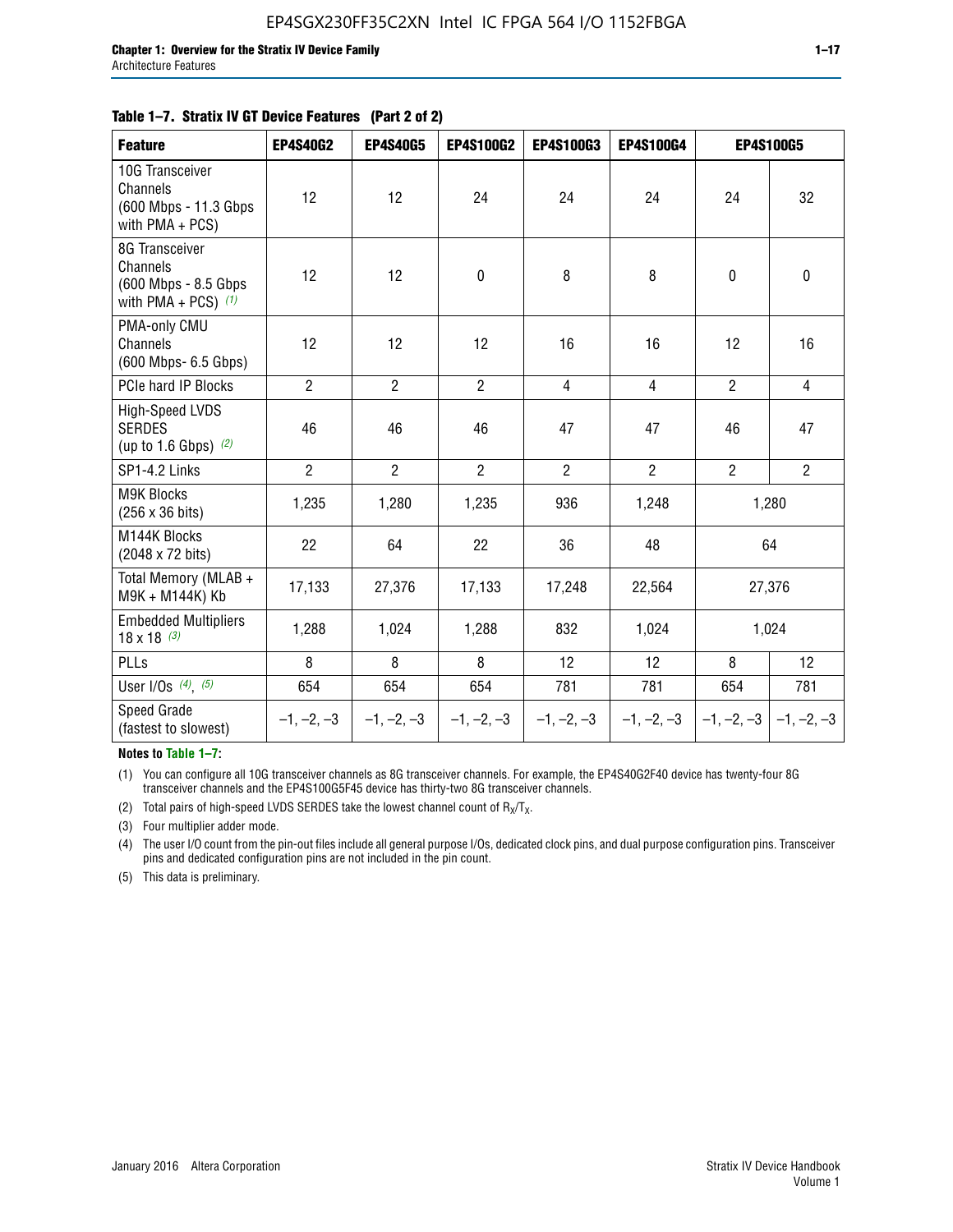**Table 1–7. Stratix IV GT Device Features (Part 2 of 2)**

| Feature | EP4S40G2 | EP4S40G5 | EP4S100G2 | EP4S100G3 | EP4S100G4 | EP4S100G5 | |
|---|---|---|---|---|---|---|---|
| 10G Transceiver Channels (600 Mbps - 11.3 Gbps with PMA + PCS) | 12 | 12 | 24 | 24 | 24 | 24 | 32 |
| 8G Transceiver Channels (600 Mbps - 8.5 Gbps with PMA + PCS) *(1)* | 12 | 12 | 0 | 8 | 8 | 0 | 0 |
| PMA-only CMU Channels (600 Mbps- 6.5 Gbps) | 12 | 12 | 12 | 16 | 16 | 12 | 16 |
| PCIe hard IP Blocks | 2 | 2 | 2 | 4 | 4 | 2 | 4 |
| High-Speed LVDS SERDES (up to 1.6 Gbps) *(2)* | 46 | 46 | 46 | 47 | 47 | 46 | 47 |
| SP1-4.2 Links | 2 | 2 | 2 | 2 | 2 | 2 | 2 |
| M9K Blocks (256 x 36 bits) | 1,235 | 1,280 | 1,235 | 936 | 1,248 | 1,280 | |
| M144K Blocks (2048 x 72 bits) | 22 | 64 | 22 | 36 | 48 | 64 | |
| Total Memory (MLAB + M9K + M144K) Kb | 17,133 | 27,376 | 17,133 | 17,248 | 22,564 | 27,376 | |
| Embedded Multipliers 18 x 18 *(3)* | 1,288 | 1,024 | 1,288 | 832 | 1,024 | 1,024 | |
| PLLs | 8 | 8 | 8 | 12 | 12 | 8 | 12 |
| User I/Os *(4)*, *(5)* | 654 | 654 | 654 | 781 | 781 | 654 | 781 |
| Speed Grade (fastest to slowest) | –1, –2, –3 | –1, –2, –3 | –1, –2, –3 | –1, –2, –3 | –1, –2, –3 | –1, –2, –3 | –1, –2, –3 |

**Notes to Table 1–7:**

(1) You can configure all 10G transceiver channels as 8G transceiver channels. For example, the EP4S40G2F40 device has twenty-four 8G transceiver channels and the EP4S100G5F45 device has thirty-two 8G transceiver channels.

(2) Total pairs of high-speed LVDS SERDES take the lowest channel count of $R_X/T_X$.

(3) Four multiplier adder mode.

(4) The user I/O count from the pin-out files include all general purpose I/Os, dedicated clock pins, and dual purpose configuration pins. Transceiver pins and dedicated configuration pins are not included in the pin count.

(5) This data is preliminary.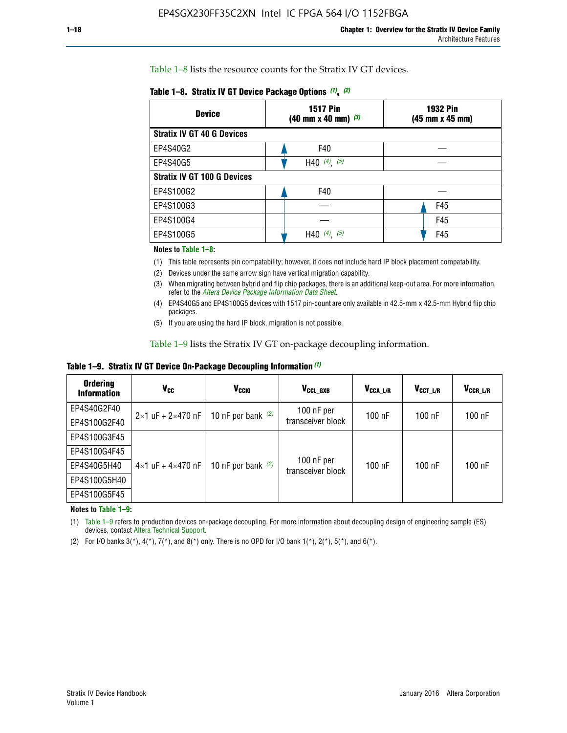Table 1–8 lists the resource counts for the Stratix IV GT devices.

**Table 1–8. Stratix IV GT Device Package Options (1), (2)**

| Device | 1517 Pin (40 mm x 40 mm) (3) | 1932 Pin (45 mm x 45 mm) |
|---|---|---|
| **Stratix IV GT 40 G Devices** | | |
| EP4S40G2 | F40 | — |
| EP4S40G5 | H40 (4), (5) | — |
| **Stratix IV GT 100 G Devices** | | |
| EP4S100G2 | F40 | — |
| EP4S100G3 | — | F45 |
| EP4S100G4 | — | F45 |
| EP4S100G5 | H40 (4), (5) | F45 |

**Notes to Table 1–8:**

(1) This table represents pin compatability; however, it does not include hard IP block placement compatability.

(2) Devices under the same arrow sign have vertical migration capability.

(3) When migrating between hybrid and flip chip packages, there is an additional keep-out area. For more information, refer to the *Altera Device Package Information Data Sheet*.

(4) EP4S40G5 and EP4S100G5 devices with 1517 pin-count are only available in 42.5-mm x 42.5-mm Hybrid flip chip packages.

(5) If you are using the hard IP block, migration is not possible.

Table 1–9 lists the Stratix IV GT on-package decoupling information.

**Table 1–9. Stratix IV GT Device On-Package Decoupling Information (1)**

| Ordering Information | $V_{CC}$ | $V_{CCIO}$ | $V_{CCL\_GXB}$ | $V_{CCA\_L/R}$ | $V_{CCT\_L/R}$ | $V_{CCR\_L/R}$ |
|---|---|---|---|---|---|---|
| EP4S40G2F40 | 2×1 uF + 2×470 nF | 10 nF per bank (2) | 100 nF per transceiver block | 100 nF | 100 nF | 100 nF |
| EP4S100G2F40 | | | | | | |
| EP4S100G3F45 | 4×1 uF + 4×470 nF | 10 nF per bank (2) | 100 nF per transceiver block | 100 nF | 100 nF | 100 nF |
| EP4S100G4F45 | | | | | | |
| EP4S40G5H40 | | | | | | |
| EP4S100G5H40 | | | | | | |
| EP4S100G5F45 | | | | | | |

**Notes to Table 1–9:**

(1) Table 1–9 refers to production devices on-package decoupling. For more information about decoupling design of engineering sample (ES) devices, contact Altera Technical Support.

(2) For I/O banks 3(*), 4(*), 7(*), and 8(*) only. There is no OPD for I/O bank 1(*), 2(*), 5(*), and 6(*).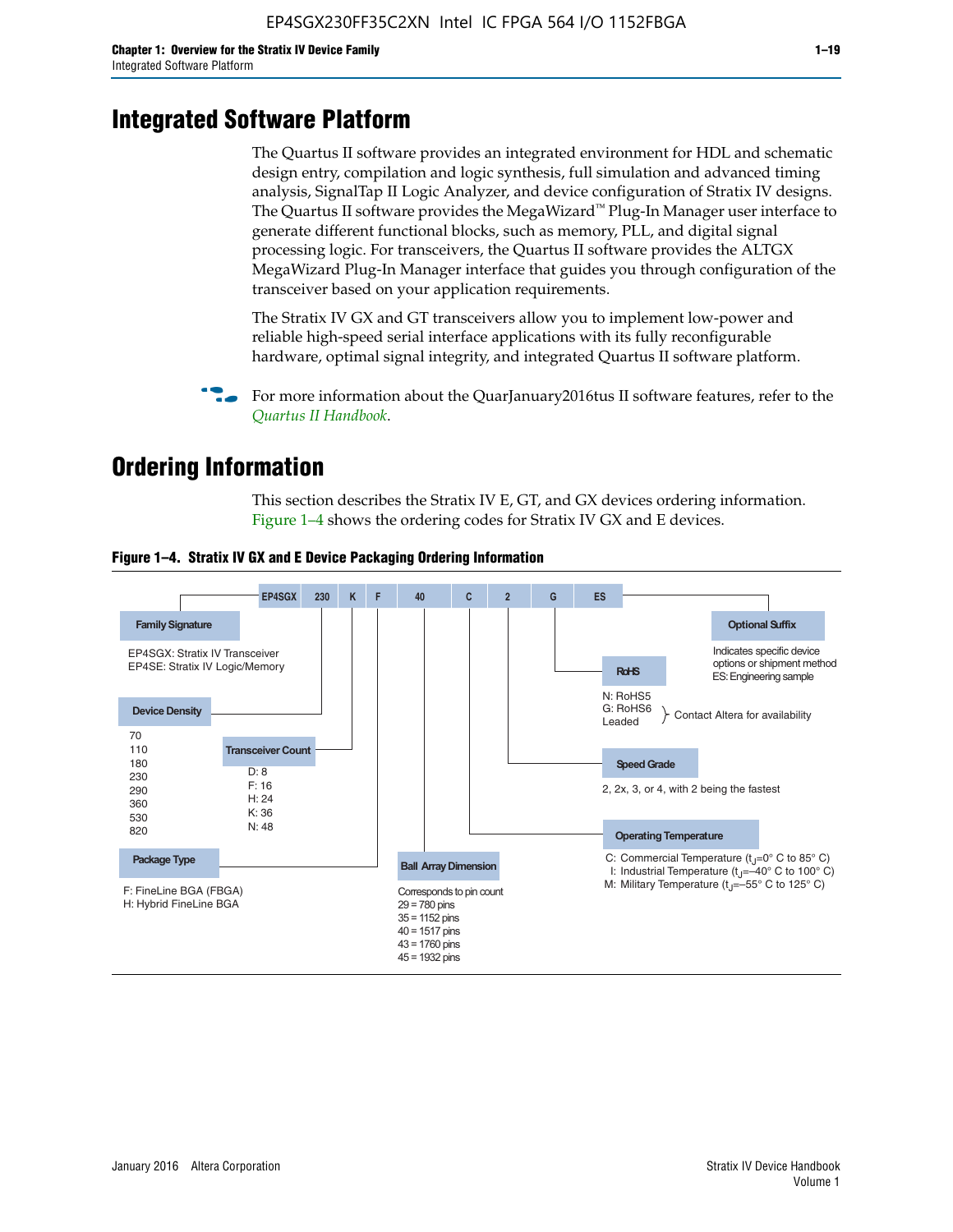# Integrated Software Platform

The Quartus II software provides an integrated environment for HDL and schematic design entry, compilation and logic synthesis, full simulation and advanced timing analysis, SignalTap II Logic Analyzer, and device configuration of Stratix IV designs. The Quartus II software provides the MegaWizard™ Plug-In Manager user interface to generate different functional blocks, such as memory, PLL, and digital signal processing logic. For transceivers, the Quartus II software provides the ALTGX MegaWizard Plug-In Manager interface that guides you through configuration of the transceiver based on your application requirements.

The Stratix IV GX and GT transceivers allow you to implement low-power and reliable high-speed serial interface applications with its fully reconfigurable hardware, optimal signal integrity, and integrated Quartus II software platform.

For more information about the QuarJanuary2016tus II software features, refer to the *Quartus II Handbook*.

# Ordering Information

This section describes the Stratix IV E, GT, and GX devices ordering information. Figure 1–4 shows the ordering codes for Stratix IV GX and E devices.

**Figure 1–4. Stratix IV GX and E Device Packaging Ordering Information**

EP4SGX 230 K F 40 C 2 G ES

Family Signature
EP4SGX: Stratix IV Transceiver
EP4SE: Stratix IV Logic/Memory

Device Density
70
110
180
230
290
360
530
820

Transceiver Count
D: 8
F: 16
H: 24
K: 36
N: 48

Package Type
F: FineLine BGA (FBGA)
H: Hybrid FineLine BGA

Ball Array Dimension
Corresponds to pin count
29 = 780 pins
35 = 1152 pins
40 = 1517 pins
43 = 1760 pins
45 = 1932 pins

Optional Suffix
Indicates specific device options or shipment method
ES: Engineering sample

RoHS
N: RoHS5
G: RoHS6
Leaded
Contact Altera for availability

Speed Grade
2, 2x, 3, or 4, with 2 being the fastest

Operating Temperature
C: Commercial Temperature ($t_J$=0° C to 85° C)
I: Industrial Temperature ($t_J$=–40° C to 100° C)
M: Military Temperature ($t_J$=–55° C to 125° C)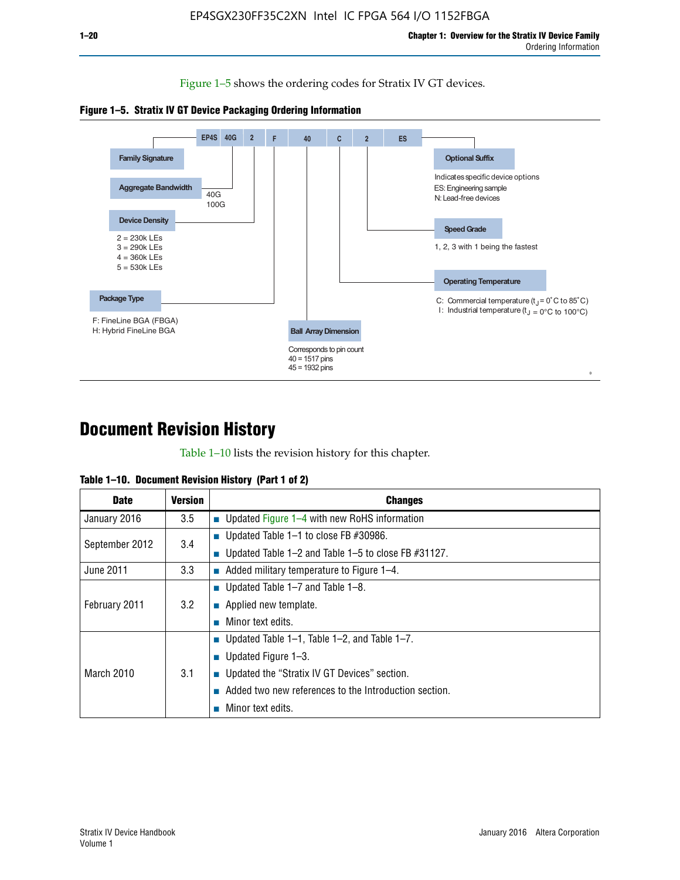Figure 1–5 shows the ordering codes for Stratix IV GT devices.

**Figure 1–5. Stratix IV GT Device Packaging Ordering Information**

EP4S 40G 2 F 40 C 2 ES

Family Signature

Aggregate Bandwidth
40G
100G

Device Density
2 = 230k LEs
3 = 290k LEs
4 = 360k LEs
5 = 530k LEs

Package Type
F: FineLine BGA (FBGA)
H: Hybrid FineLine BGA

Ball Array Dimension
Corresponds to pin count
40 = 1517 pins
45 = 1932 pins

Optional Suffix
Indicates specific device options
ES: Engineering sample
N: Lead-free devices

Speed Grade
1, 2, 3 with 1 being the fastest

Operating Temperature
C: Commercial temperature ($t_J$ = 0˚C to 85˚C)
I: Industrial temperature ($t_J$ = 0°C to 100°C)

# Document Revision History

Table 1–10 lists the revision history for this chapter.

**Table 1–10. Document Revision History (Part 1 of 2)**

| Date | Version | Changes |
|---|---|---|
| January 2016 | 3.5 | ■ Updated Figure 1–4 with new RoHS information |
| September 2012 | 3.4 | ■ Updated Table 1–1 to close FB #30986.<br>■ Updated Table 1–2 and Table 1–5 to close FB #31127. |
| June 2011 | 3.3 | ■ Added military temperature to Figure 1–4. |
| February 2011 | 3.2 | ■ Updated Table 1–7 and Table 1–8.<br>■ Applied new template.<br>■ Minor text edits. |
| March 2010 | 3.1 | ■ Updated Table 1–1, Table 1–2, and Table 1–7.<br>■ Updated Figure 1–3.<br>■ Updated the “Stratix IV GT Devices” section.<br>■ Added two new references to the Introduction section.<br>■ Minor text edits. |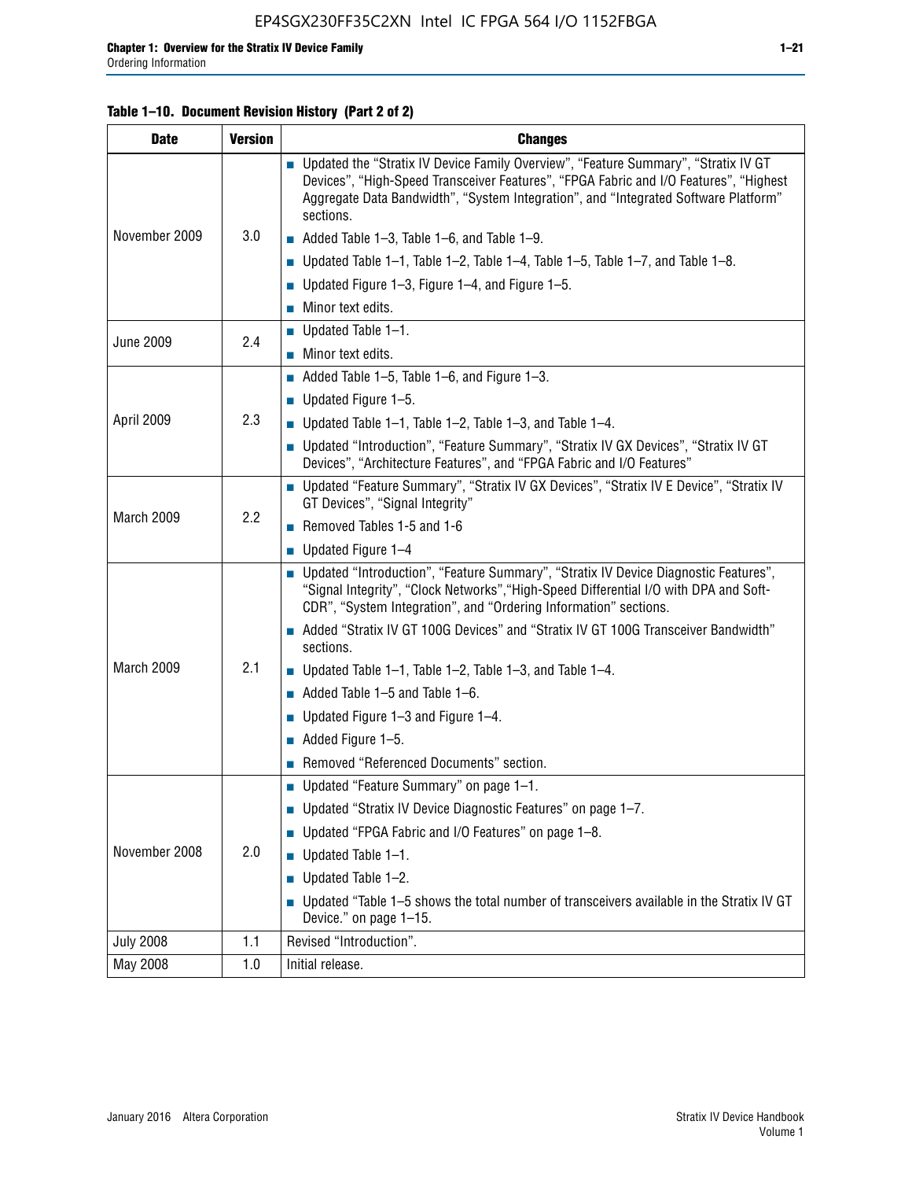**Table 1–10. Document Revision History (Part 2 of 2)**

| Date | Version | Changes |
|---|---|---|
| November 2009 | 3.0 | ■ Updated the "Stratix IV Device Family Overview", "Feature Summary", "Stratix IV GT Devices", "High-Speed Transceiver Features", "FPGA Fabric and I/O Features", "Highest Aggregate Data Bandwidth", "System Integration", and "Integrated Software Platform" sections.<br>■ Added Table 1–3, Table 1–6, and Table 1–9.<br>■ Updated Table 1–1, Table 1–2, Table 1–4, Table 1–5, Table 1–7, and Table 1–8.<br>■ Updated Figure 1–3, Figure 1–4, and Figure 1–5.<br>■ Minor text edits. |
| June 2009 | 2.4 | ■ Updated Table 1–1.<br>■ Minor text edits. |
| April 2009 | 2.3 | ■ Added Table 1–5, Table 1–6, and Figure 1–3.<br>■ Updated Figure 1–5.<br>■ Updated Table 1–1, Table 1–2, Table 1–3, and Table 1–4.<br>■ Updated "Introduction", "Feature Summary", "Stratix IV GX Devices", "Stratix IV GT Devices", "Architecture Features", and "FPGA Fabric and I/O Features" |
| March 2009 | 2.2 | ■ Updated "Feature Summary", "Stratix IV GX Devices", "Stratix IV E Device", "Stratix IV GT Devices", "Signal Integrity"<br>■ Removed Tables 1-5 and 1-6<br>■ Updated Figure 1–4 |
| March 2009 | 2.1 | ■ Updated "Introduction", "Feature Summary", "Stratix IV Device Diagnostic Features", "Signal Integrity", "Clock Networks","High-Speed Differential I/O with DPA and Soft-CDR", "System Integration", and "Ordering Information" sections.<br>■ Added "Stratix IV GT 100G Devices" and "Stratix IV GT 100G Transceiver Bandwidth" sections.<br>■ Updated Table 1–1, Table 1–2, Table 1–3, and Table 1–4.<br>■ Added Table 1–5 and Table 1–6.<br>■ Updated Figure 1–3 and Figure 1–4.<br>■ Added Figure 1–5.<br>■ Removed "Referenced Documents" section. |
| November 2008 | 2.0 | ■ Updated "Feature Summary" on page 1–1.<br>■ Updated "Stratix IV Device Diagnostic Features" on page 1–7.<br>■ Updated "FPGA Fabric and I/O Features" on page 1–8.<br>■ Updated Table 1–1.<br>■ Updated Table 1–2.<br>■ Updated "Table 1–5 shows the total number of transceivers available in the Stratix IV GT Device." on page 1–15. |
| July 2008 | 1.1 | Revised "Introduction". |
| May 2008 | 1.0 | Initial release. |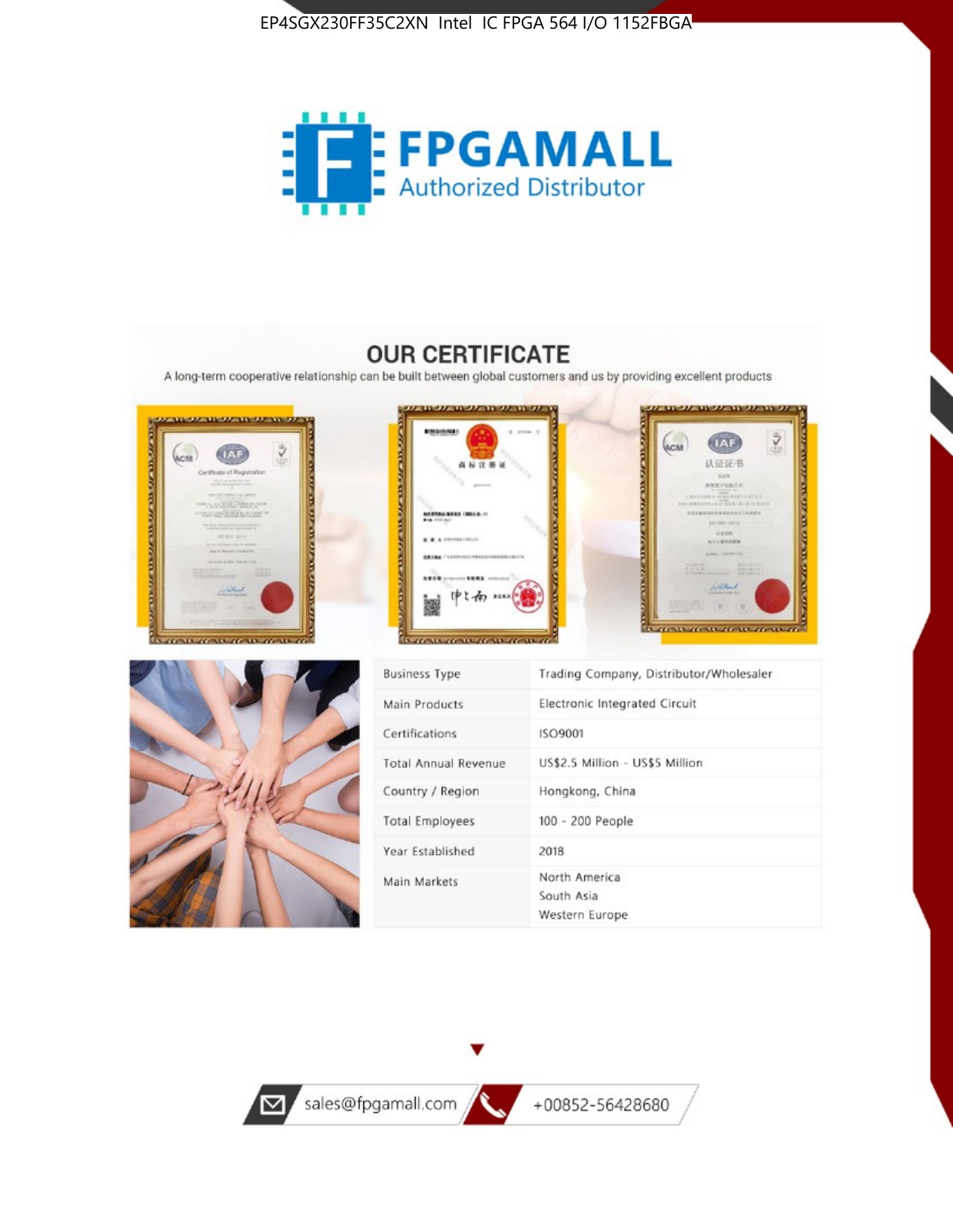FPGAMALL
Authorized Distributor

## OUR CERTIFICATE

A long-term cooperative relationship can be built between global customers and us by providing excellent products

| | |
|---|---|
| Business Type | Trading Company, Distributor/Wholesaler |
| Main Products | Electronic Integrated Circuit |
| Certifications | ISO9001 |
| Total Annual Revenue | US$2.5 Million - US$5 Million |
| Country / Region | Hongkong, China |
| Total Employees | 100 - 200 People |
| Year Established | 2018 |
| Main Markets | North America<br>South Asia<br>Western Europe |

sales@fpgamall.com +00852-56428680